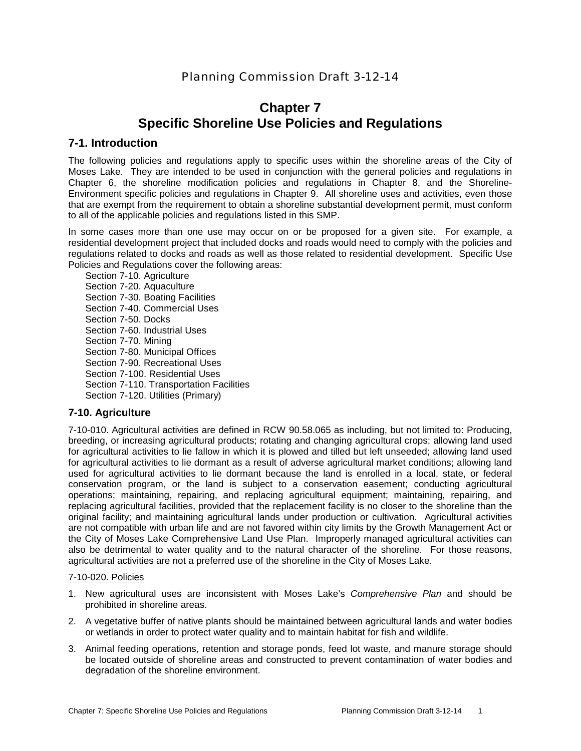# Chapter 7
# Specific Shoreline Use Policies and Regulations

## 7-1. Introduction

The following policies and regulations apply to specific uses within the shoreline areas of the City of Moses Lake. They are intended to be used in conjunction with the general policies and regulations in Chapter 6, the shoreline modification policies and regulations in Chapter 8, and the Shoreline-Environment specific policies and regulations in Chapter 9. All shoreline uses and activities, even those that are exempt from the requirement to obtain a shoreline substantial development permit, must conform to all of the applicable policies and regulations listed in this SMP.

In some cases more than one use may occur on or be proposed for a given site. For example, a residential development project that included docks and roads would need to comply with the policies and regulations related to docks and roads as well as those related to residential development. Specific Use Policies and Regulations cover the following areas:

- Section 7-10. Agriculture
- Section 7-20. Aquaculture
- Section 7-30. Boating Facilities
- Section 7-40. Commercial Uses
- Section 7-50. Docks
- Section 7-60. Industrial Uses
- Section 7-70. Mining
- Section 7-80. Municipal Offices
- Section 7-90. Recreational Uses
- Section 7-100. Residential Uses
- Section 7-110. Transportation Facilities
- Section 7-120. Utilities (Primary)

## 7-10. Agriculture

7-10-010. Agricultural activities are defined in RCW 90.58.065 as including, but not limited to: Producing, breeding, or increasing agricultural products; rotating and changing agricultural crops; allowing land used for agricultural activities to lie fallow in which it is plowed and tilled but left unseeded; allowing land used for agricultural activities to lie dormant as a result of adverse agricultural market conditions; allowing land used for agricultural activities to lie dormant because the land is enrolled in a local, state, or federal conservation program, or the land is subject to a conservation easement; conducting agricultural operations; maintaining, repairing, and replacing agricultural equipment; maintaining, repairing, and replacing agricultural facilities, provided that the replacement facility is no closer to the shoreline than the original facility; and maintaining agricultural lands under production or cultivation. Agricultural activities are not compatible with urban life and are not favored within city limits by the Growth Management Act or the City of Moses Lake Comprehensive Land Use Plan. Improperly managed agricultural activities can also be detrimental to water quality and to the natural character of the shoreline. For those reasons, agricultural activities are not a preferred use of the shoreline in the City of Moses Lake.

7-10-020. Policies

1. New agricultural uses are inconsistent with Moses Lake's *Comprehensive Plan* and should be prohibited in shoreline areas.
2. A vegetative buffer of native plants should be maintained between agricultural lands and water bodies or wetlands in order to protect water quality and to maintain habitat for fish and wildlife.
3. Animal feeding operations, retention and storage ponds, feed lot waste, and manure storage should be located outside of shoreline areas and constructed to prevent contamination of water bodies and degradation of the shoreline environment.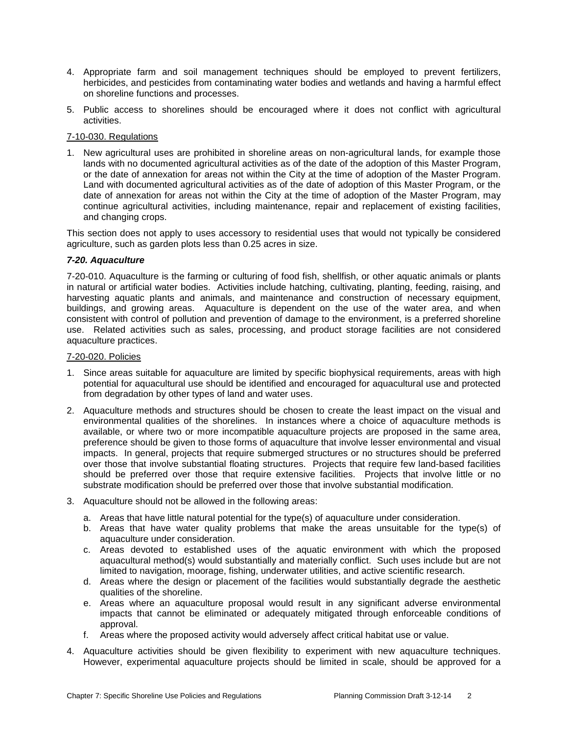4. Appropriate farm and soil management techniques should be employed to prevent fertilizers, herbicides, and pesticides from contaminating water bodies and wetlands and having a harmful effect on shoreline functions and processes.
5. Public access to shorelines should be encouraged where it does not conflict with agricultural activities.

7-10-030. Regulations

1. New agricultural uses are prohibited in shoreline areas on non-agricultural lands, for example those lands with no documented agricultural activities as of the date of the adoption of this Master Program, or the date of annexation for areas not within the City at the time of adoption of the Master Program. Land with documented agricultural activities as of the date of adoption of this Master Program, or the date of annexation for areas not within the City at the time of adoption of the Master Program, may continue agricultural activities, including maintenance, repair and replacement of existing facilities, and changing crops.

This section does not apply to uses accessory to residential uses that would not typically be considered agriculture, such as garden plots less than 0.25 acres in size.

### *7-20. Aquaculture*

7-20-010. Aquaculture is the farming or culturing of food fish, shellfish, or other aquatic animals or plants in natural or artificial water bodies. Activities include hatching, cultivating, planting, feeding, raising, and harvesting aquatic plants and animals, and maintenance and construction of necessary equipment, buildings, and growing areas. Aquaculture is dependent on the use of the water area, and when consistent with control of pollution and prevention of damage to the environment, is a preferred shoreline use. Related activities such as sales, processing, and product storage facilities are not considered aquaculture practices.

7-20-020. Policies

1. Since areas suitable for aquaculture are limited by specific biophysical requirements, areas with high potential for aquacultural use should be identified and encouraged for aquacultural use and protected from degradation by other types of land and water uses.
2. Aquaculture methods and structures should be chosen to create the least impact on the visual and environmental qualities of the shorelines. In instances where a choice of aquaculture methods is available, or where two or more incompatible aquaculture projects are proposed in the same area, preference should be given to those forms of aquaculture that involve lesser environmental and visual impacts. In general, projects that require submerged structures or no structures should be preferred over those that involve substantial floating structures. Projects that require few land-based facilities should be preferred over those that require extensive facilities. Projects that involve little or no substrate modification should be preferred over those that involve substantial modification.
3. Aquaculture should not be allowed in the following areas:
   a. Areas that have little natural potential for the type(s) of aquaculture under consideration.
   b. Areas that have water quality problems that make the areas unsuitable for the type(s) of aquaculture under consideration.
   c. Areas devoted to established uses of the aquatic environment with which the proposed aquacultural method(s) would substantially and materially conflict. Such uses include but are not limited to navigation, moorage, fishing, underwater utilities, and active scientific research.
   d. Areas where the design or placement of the facilities would substantially degrade the aesthetic qualities of the shoreline.
   e. Areas where an aquaculture proposal would result in any significant adverse environmental impacts that cannot be eliminated or adequately mitigated through enforceable conditions of approval.
   f. Areas where the proposed activity would adversely affect critical habitat use or value.
4. Aquaculture activities should be given flexibility to experiment with new aquaculture techniques. However, experimental aquaculture projects should be limited in scale, should be approved for a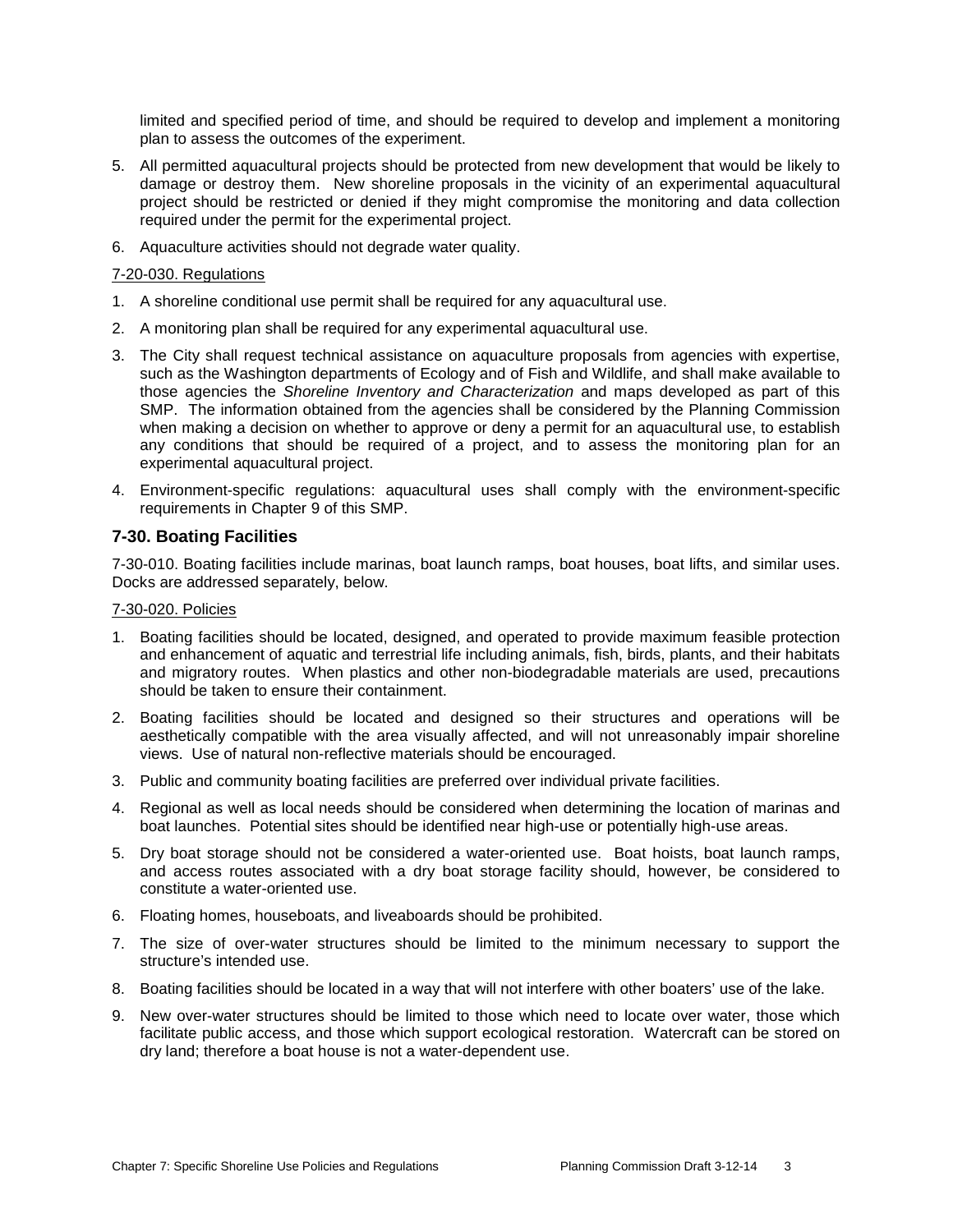limited and specified period of time, and should be required to develop and implement a monitoring plan to assess the outcomes of the experiment.

5. All permitted aquacultural projects should be protected from new development that would be likely to damage or destroy them. New shoreline proposals in the vicinity of an experimental aquacultural project should be restricted or denied if they might compromise the monitoring and data collection required under the permit for the experimental project.
6. Aquaculture activities should not degrade water quality.

<u>7-20-030. Regulations</u>

1. A shoreline conditional use permit shall be required for any aquacultural use.
2. A monitoring plan shall be required for any experimental aquacultural use.
3. The City shall request technical assistance on aquaculture proposals from agencies with expertise, such as the Washington departments of Ecology and of Fish and Wildlife, and shall make available to those agencies the *Shoreline Inventory and Characterization* and maps developed as part of this SMP. The information obtained from the agencies shall be considered by the Planning Commission when making a decision on whether to approve or deny a permit for an aquacultural use, to establish any conditions that should be required of a project, and to assess the monitoring plan for an experimental aquacultural project.
4. Environment-specific regulations: aquacultural uses shall comply with the environment-specific requirements in Chapter 9 of this SMP.

### 7-30. Boating Facilities

7-30-010. Boating facilities include marinas, boat launch ramps, boat houses, boat lifts, and similar uses. Docks are addressed separately, below.

<u>7-30-020. Policies</u>

1. Boating facilities should be located, designed, and operated to provide maximum feasible protection and enhancement of aquatic and terrestrial life including animals, fish, birds, plants, and their habitats and migratory routes. When plastics and other non-biodegradable materials are used, precautions should be taken to ensure their containment.
2. Boating facilities should be located and designed so their structures and operations will be aesthetically compatible with the area visually affected, and will not unreasonably impair shoreline views. Use of natural non-reflective materials should be encouraged.
3. Public and community boating facilities are preferred over individual private facilities.
4. Regional as well as local needs should be considered when determining the location of marinas and boat launches. Potential sites should be identified near high-use or potentially high-use areas.
5. Dry boat storage should not be considered a water-oriented use. Boat hoists, boat launch ramps, and access routes associated with a dry boat storage facility should, however, be considered to constitute a water-oriented use.
6. Floating homes, houseboats, and liveaboards should be prohibited.
7. The size of over-water structures should be limited to the minimum necessary to support the structure's intended use.
8. Boating facilities should be located in a way that will not interfere with other boaters' use of the lake.
9. New over-water structures should be limited to those which need to locate over water, those which facilitate public access, and those which support ecological restoration. Watercraft can be stored on dry land; therefore a boat house is not a water-dependent use.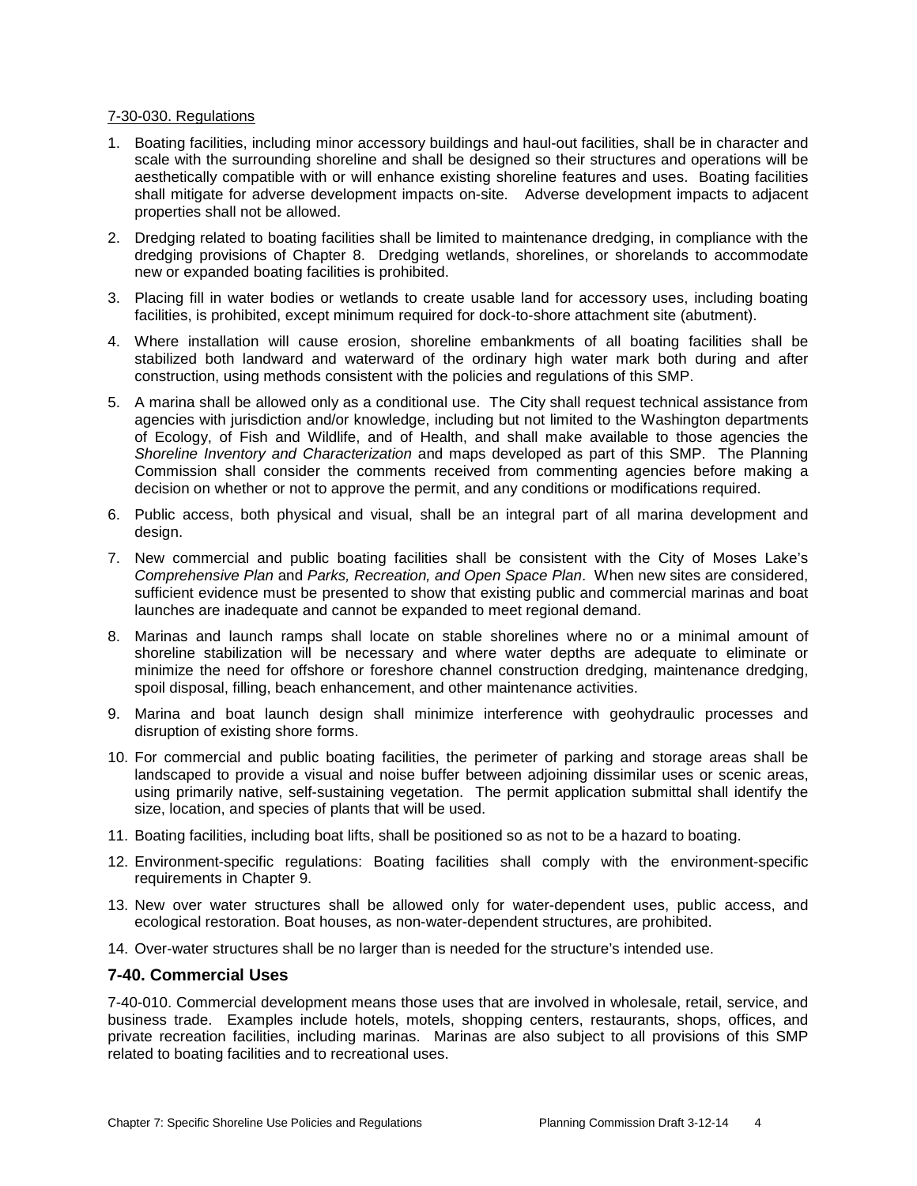7-30-030. Regulations

1. Boating facilities, including minor accessory buildings and haul-out facilities, shall be in character and scale with the surrounding shoreline and shall be designed so their structures and operations will be aesthetically compatible with or will enhance existing shoreline features and uses. Boating facilities shall mitigate for adverse development impacts on-site. Adverse development impacts to adjacent properties shall not be allowed.
2. Dredging related to boating facilities shall be limited to maintenance dredging, in compliance with the dredging provisions of Chapter 8. Dredging wetlands, shorelines, or shorelands to accommodate new or expanded boating facilities is prohibited.
3. Placing fill in water bodies or wetlands to create usable land for accessory uses, including boating facilities, is prohibited, except minimum required for dock-to-shore attachment site (abutment).
4. Where installation will cause erosion, shoreline embankments of all boating facilities shall be stabilized both landward and waterward of the ordinary high water mark both during and after construction, using methods consistent with the policies and regulations of this SMP.
5. A marina shall be allowed only as a conditional use. The City shall request technical assistance from agencies with jurisdiction and/or knowledge, including but not limited to the Washington departments of Ecology, of Fish and Wildlife, and of Health, and shall make available to those agencies the *Shoreline Inventory and Characterization* and maps developed as part of this SMP. The Planning Commission shall consider the comments received from commenting agencies before making a decision on whether or not to approve the permit, and any conditions or modifications required.
6. Public access, both physical and visual, shall be an integral part of all marina development and design.
7. New commercial and public boating facilities shall be consistent with the City of Moses Lake's *Comprehensive Plan* and *Parks, Recreation, and Open Space Plan*. When new sites are considered, sufficient evidence must be presented to show that existing public and commercial marinas and boat launches are inadequate and cannot be expanded to meet regional demand.
8. Marinas and launch ramps shall locate on stable shorelines where no or a minimal amount of shoreline stabilization will be necessary and where water depths are adequate to eliminate or minimize the need for offshore or foreshore channel construction dredging, maintenance dredging, spoil disposal, filling, beach enhancement, and other maintenance activities.
9. Marina and boat launch design shall minimize interference with geohydraulic processes and disruption of existing shore forms.
10. For commercial and public boating facilities, the perimeter of parking and storage areas shall be landscaped to provide a visual and noise buffer between adjoining dissimilar uses or scenic areas, using primarily native, self-sustaining vegetation. The permit application submittal shall identify the size, location, and species of plants that will be used.
11. Boating facilities, including boat lifts, shall be positioned so as not to be a hazard to boating.
12. Environment-specific regulations: Boating facilities shall comply with the environment-specific requirements in Chapter 9.
13. New over water structures shall be allowed only for water-dependent uses, public access, and ecological restoration. Boat houses, as non-water-dependent structures, are prohibited.
14. Over-water structures shall be no larger than is needed for the structure's intended use.

## 7-40. Commercial Uses

7-40-010. Commercial development means those uses that are involved in wholesale, retail, service, and business trade. Examples include hotels, motels, shopping centers, restaurants, shops, offices, and private recreation facilities, including marinas. Marinas are also subject to all provisions of this SMP related to boating facilities and to recreational uses.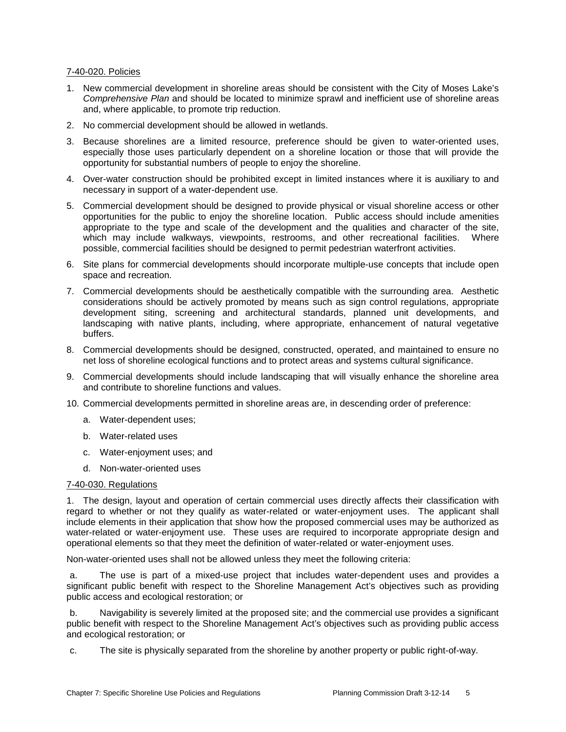7-40-020. Policies

1. New commercial development in shoreline areas should be consistent with the City of Moses Lake's *Comprehensive Plan* and should be located to minimize sprawl and inefficient use of shoreline areas and, where applicable, to promote trip reduction.
2. No commercial development should be allowed in wetlands.
3. Because shorelines are a limited resource, preference should be given to water-oriented uses, especially those uses particularly dependent on a shoreline location or those that will provide the opportunity for substantial numbers of people to enjoy the shoreline.
4. Over-water construction should be prohibited except in limited instances where it is auxiliary to and necessary in support of a water-dependent use.
5. Commercial development should be designed to provide physical or visual shoreline access or other opportunities for the public to enjoy the shoreline location. Public access should include amenities appropriate to the type and scale of the development and the qualities and character of the site, which may include walkways, viewpoints, restrooms, and other recreational facilities. Where possible, commercial facilities should be designed to permit pedestrian waterfront activities.
6. Site plans for commercial developments should incorporate multiple-use concepts that include open space and recreation.
7. Commercial developments should be aesthetically compatible with the surrounding area. Aesthetic considerations should be actively promoted by means such as sign control regulations, appropriate development siting, screening and architectural standards, planned unit developments, and landscaping with native plants, including, where appropriate, enhancement of natural vegetative buffers.
8. Commercial developments should be designed, constructed, operated, and maintained to ensure no net loss of shoreline ecological functions and to protect areas and systems cultural significance.
9. Commercial developments should include landscaping that will visually enhance the shoreline area and contribute to shoreline functions and values.
10. Commercial developments permitted in shoreline areas are, in descending order of preference:
    a. Water-dependent uses;
    b. Water-related uses
    c. Water-enjoyment uses; and
    d. Non-water-oriented uses

7-40-030. Regulations

1. The design, layout and operation of certain commercial uses directly affects their classification with regard to whether or not they qualify as water-related or water-enjoyment uses. The applicant shall include elements in their application that show how the proposed commercial uses may be authorized as water-related or water-enjoyment use. These uses are required to incorporate appropriate design and operational elements so that they meet the definition of water-related or water-enjoyment uses.

Non-water-oriented uses shall not be allowed unless they meet the following criteria:

a. The use is part of a mixed-use project that includes water-dependent uses and provides a significant public benefit with respect to the Shoreline Management Act's objectives such as providing public access and ecological restoration; or

b. Navigability is severely limited at the proposed site; and the commercial use provides a significant public benefit with respect to the Shoreline Management Act's objectives such as providing public access and ecological restoration; or

c. The site is physically separated from the shoreline by another property or public right-of-way.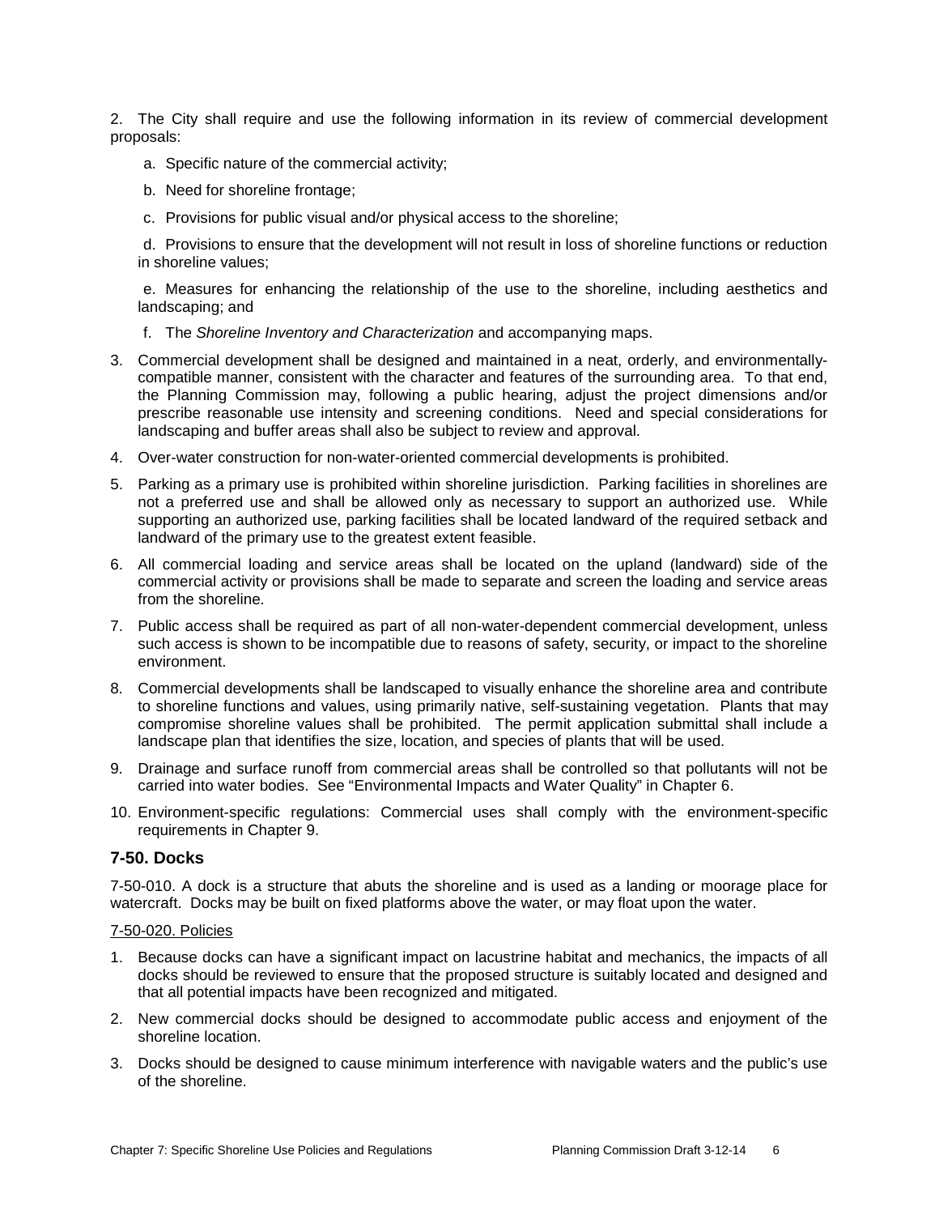2. The City shall require and use the following information in its review of commercial development proposals:

   a. Specific nature of the commercial activity;

   b. Need for shoreline frontage;

   c. Provisions for public visual and/or physical access to the shoreline;

   d. Provisions to ensure that the development will not result in loss of shoreline functions or reduction in shoreline values;

   e. Measures for enhancing the relationship of the use to the shoreline, including aesthetics and landscaping; and

   f. The *Shoreline Inventory and Characterization* and accompanying maps.

3. Commercial development shall be designed and maintained in a neat, orderly, and environmentally-compatible manner, consistent with the character and features of the surrounding area. To that end, the Planning Commission may, following a public hearing, adjust the project dimensions and/or prescribe reasonable use intensity and screening conditions. Need and special considerations for landscaping and buffer areas shall also be subject to review and approval.

4. Over-water construction for non-water-oriented commercial developments is prohibited.

5. Parking as a primary use is prohibited within shoreline jurisdiction. Parking facilities in shorelines are not a preferred use and shall be allowed only as necessary to support an authorized use. While supporting an authorized use, parking facilities shall be located landward of the required setback and landward of the primary use to the greatest extent feasible.

6. All commercial loading and service areas shall be located on the upland (landward) side of the commercial activity or provisions shall be made to separate and screen the loading and service areas from the shoreline.

7. Public access shall be required as part of all non-water-dependent commercial development, unless such access is shown to be incompatible due to reasons of safety, security, or impact to the shoreline environment.

8. Commercial developments shall be landscaped to visually enhance the shoreline area and contribute to shoreline functions and values, using primarily native, self-sustaining vegetation. Plants that may compromise shoreline values shall be prohibited. The permit application submittal shall include a landscape plan that identifies the size, location, and species of plants that will be used.

9. Drainage and surface runoff from commercial areas shall be controlled so that pollutants will not be carried into water bodies. See "Environmental Impacts and Water Quality" in Chapter 6.

10. Environment-specific regulations: Commercial uses shall comply with the environment-specific requirements in Chapter 9.

### 7-50. Docks

7-50-010. A dock is a structure that abuts the shoreline and is used as a landing or moorage place for watercraft. Docks may be built on fixed platforms above the water, or may float upon the water.

7-50-020. Policies

1. Because docks can have a significant impact on lacustrine habitat and mechanics, the impacts of all docks should be reviewed to ensure that the proposed structure is suitably located and designed and that all potential impacts have been recognized and mitigated.

2. New commercial docks should be designed to accommodate public access and enjoyment of the shoreline location.

3. Docks should be designed to cause minimum interference with navigable waters and the public's use of the shoreline.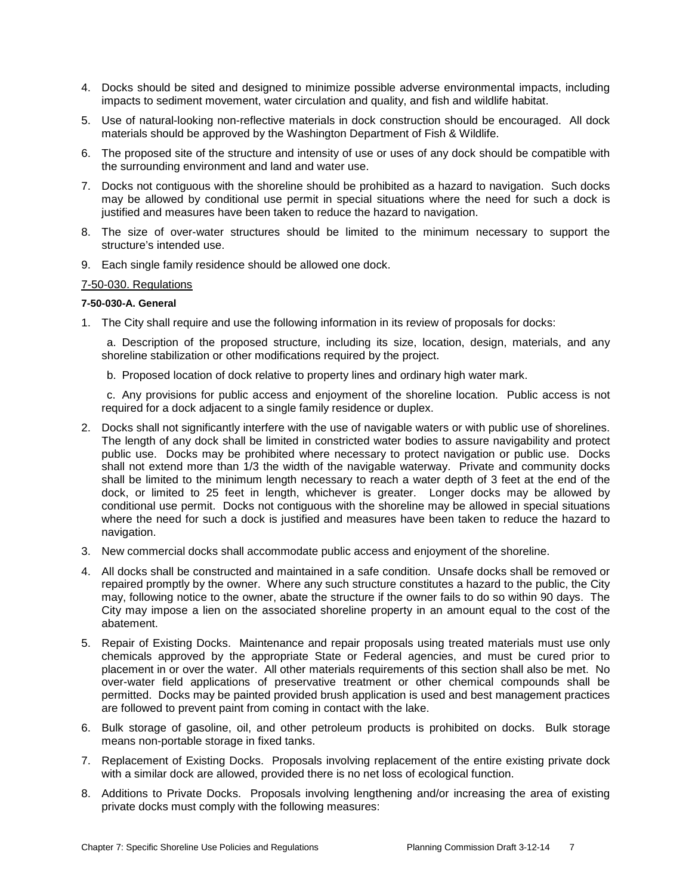4. Docks should be sited and designed to minimize possible adverse environmental impacts, including impacts to sediment movement, water circulation and quality, and fish and wildlife habitat.
5. Use of natural-looking non-reflective materials in dock construction should be encouraged. All dock materials should be approved by the Washington Department of Fish & Wildlife.
6. The proposed site of the structure and intensity of use or uses of any dock should be compatible with the surrounding environment and land and water use.
7. Docks not contiguous with the shoreline should be prohibited as a hazard to navigation. Such docks may be allowed by conditional use permit in special situations where the need for such a dock is justified and measures have been taken to reduce the hazard to navigation.
8. The size of over-water structures should be limited to the minimum necessary to support the structure's intended use.
9. Each single family residence should be allowed one dock.

<u>7-50-030. Regulations</u>

**7-50-030-A. General**

1. The City shall require and use the following information in its review of proposals for docks:

   a. Description of the proposed structure, including its size, location, design, materials, and any shoreline stabilization or other modifications required by the project.

   b. Proposed location of dock relative to property lines and ordinary high water mark.

   c. Any provisions for public access and enjoyment of the shoreline location. Public access is not required for a dock adjacent to a single family residence or duplex.

2. Docks shall not significantly interfere with the use of navigable waters or with public use of shorelines. The length of any dock shall be limited in constricted water bodies to assure navigability and protect public use. Docks may be prohibited where necessary to protect navigation or public use. Docks shall not extend more than 1/3 the width of the navigable waterway. Private and community docks shall be limited to the minimum length necessary to reach a water depth of 3 feet at the end of the dock, or limited to 25 feet in length, whichever is greater. Longer docks may be allowed by conditional use permit. Docks not contiguous with the shoreline may be allowed in special situations where the need for such a dock is justified and measures have been taken to reduce the hazard to navigation.
3. New commercial docks shall accommodate public access and enjoyment of the shoreline.
4. All docks shall be constructed and maintained in a safe condition. Unsafe docks shall be removed or repaired promptly by the owner. Where any such structure constitutes a hazard to the public, the City may, following notice to the owner, abate the structure if the owner fails to do so within 90 days. The City may impose a lien on the associated shoreline property in an amount equal to the cost of the abatement.
5. Repair of Existing Docks. Maintenance and repair proposals using treated materials must use only chemicals approved by the appropriate State or Federal agencies, and must be cured prior to placement in or over the water. All other materials requirements of this section shall also be met. No over-water field applications of preservative treatment or other chemical compounds shall be permitted. Docks may be painted provided brush application is used and best management practices are followed to prevent paint from coming in contact with the lake.
6. Bulk storage of gasoline, oil, and other petroleum products is prohibited on docks. Bulk storage means non-portable storage in fixed tanks.
7. Replacement of Existing Docks. Proposals involving replacement of the entire existing private dock with a similar dock are allowed, provided there is no net loss of ecological function.
8. Additions to Private Docks. Proposals involving lengthening and/or increasing the area of existing private docks must comply with the following measures: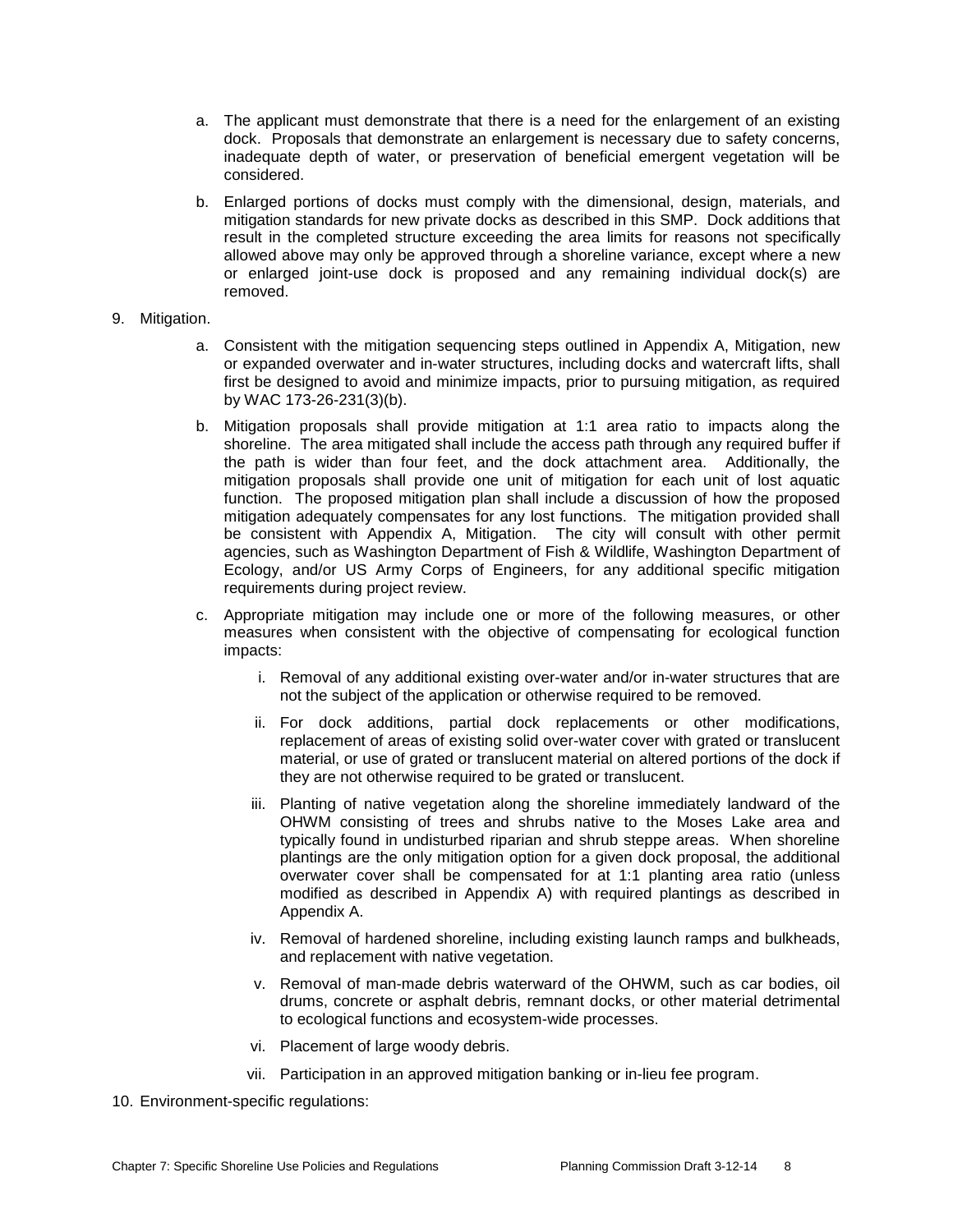a. The applicant must demonstrate that there is a need for the enlargement of an existing dock. Proposals that demonstrate an enlargement is necessary due to safety concerns, inadequate depth of water, or preservation of beneficial emergent vegetation will be considered.

b. Enlarged portions of docks must comply with the dimensional, design, materials, and mitigation standards for new private docks as described in this SMP. Dock additions that result in the completed structure exceeding the area limits for reasons not specifically allowed above may only be approved through a shoreline variance, except where a new or enlarged joint-use dock is proposed and any remaining individual dock(s) are removed.

9. Mitigation.

   a. Consistent with the mitigation sequencing steps outlined in Appendix A, Mitigation, new or expanded overwater and in-water structures, including docks and watercraft lifts, shall first be designed to avoid and minimize impacts, prior to pursuing mitigation, as required by WAC 173-26-231(3)(b).

   b. Mitigation proposals shall provide mitigation at 1:1 area ratio to impacts along the shoreline. The area mitigated shall include the access path through any required buffer if the path is wider than four feet, and the dock attachment area. Additionally, the mitigation proposals shall provide one unit of mitigation for each unit of lost aquatic function. The proposed mitigation plan shall include a discussion of how the proposed mitigation adequately compensates for any lost functions. The mitigation provided shall be consistent with Appendix A, Mitigation. The city will consult with other permit agencies, such as Washington Department of Fish & Wildlife, Washington Department of Ecology, and/or US Army Corps of Engineers, for any additional specific mitigation requirements during project review.

   c. Appropriate mitigation may include one or more of the following measures, or other measures when consistent with the objective of compensating for ecological function impacts:

      i. Removal of any additional existing over-water and/or in-water structures that are not the subject of the application or otherwise required to be removed.

      ii. For dock additions, partial dock replacements or other modifications, replacement of areas of existing solid over-water cover with grated or translucent material, or use of grated or translucent material on altered portions of the dock if they are not otherwise required to be grated or translucent.

      iii. Planting of native vegetation along the shoreline immediately landward of the OHWM consisting of trees and shrubs native to the Moses Lake area and typically found in undisturbed riparian and shrub steppe areas. When shoreline plantings are the only mitigation option for a given dock proposal, the additional overwater cover shall be compensated for at 1:1 planting area ratio (unless modified as described in Appendix A) with required plantings as described in Appendix A.

      iv. Removal of hardened shoreline, including existing launch ramps and bulkheads, and replacement with native vegetation.

      v. Removal of man-made debris waterward of the OHWM, such as car bodies, oil drums, concrete or asphalt debris, remnant docks, or other material detrimental to ecological functions and ecosystem-wide processes.

      vi. Placement of large woody debris.

      vii. Participation in an approved mitigation banking or in-lieu fee program.

10. Environment-specific regulations: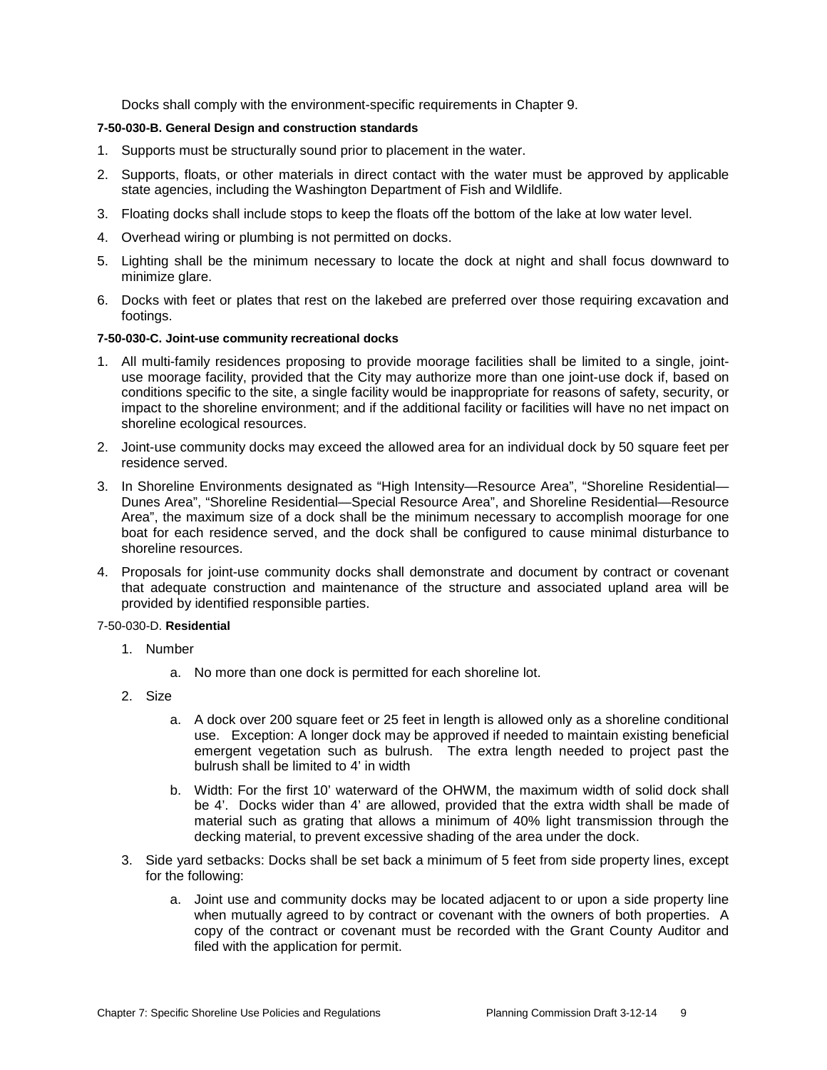Docks shall comply with the environment-specific requirements in Chapter 9.

#### 7-50-030-B. General Design and construction standards

1. Supports must be structurally sound prior to placement in the water.
2. Supports, floats, or other materials in direct contact with the water must be approved by applicable state agencies, including the Washington Department of Fish and Wildlife.
3. Floating docks shall include stops to keep the floats off the bottom of the lake at low water level.
4. Overhead wiring or plumbing is not permitted on docks.
5. Lighting shall be the minimum necessary to locate the dock at night and shall focus downward to minimize glare.
6. Docks with feet or plates that rest on the lakebed are preferred over those requiring excavation and footings.

#### 7-50-030-C. Joint-use community recreational docks

1. All multi-family residences proposing to provide moorage facilities shall be limited to a single, joint-use moorage facility, provided that the City may authorize more than one joint-use dock if, based on conditions specific to the site, a single facility would be inappropriate for reasons of safety, security, or impact to the shoreline environment; and if the additional facility or facilities will have no net impact on shoreline ecological resources.
2. Joint-use community docks may exceed the allowed area for an individual dock by 50 square feet per residence served.
3. In Shoreline Environments designated as "High Intensity—Resource Area", "Shoreline Residential—Dunes Area", "Shoreline Residential—Special Resource Area", and Shoreline Residential—Resource Area", the maximum size of a dock shall be the minimum necessary to accomplish moorage for one boat for each residence served, and the dock shall be configured to cause minimal disturbance to shoreline resources.
4. Proposals for joint-use community docks shall demonstrate and document by contract or covenant that adequate construction and maintenance of the structure and associated upland area will be provided by identified responsible parties.

#### 7-50-030-D. **Residential**

1. Number
   a. No more than one dock is permitted for each shoreline lot.
2. Size
   a. A dock over 200 square feet or 25 feet in length is allowed only as a shoreline conditional use. Exception: A longer dock may be approved if needed to maintain existing beneficial emergent vegetation such as bulrush. The extra length needed to project past the bulrush shall be limited to 4' in width
   b. Width: For the first 10' waterward of the OHWM, the maximum width of solid dock shall be 4'. Docks wider than 4' are allowed, provided that the extra width shall be made of material such as grating that allows a minimum of 40% light transmission through the decking material, to prevent excessive shading of the area under the dock.
3. Side yard setbacks: Docks shall be set back a minimum of 5 feet from side property lines, except for the following:
   a. Joint use and community docks may be located adjacent to or upon a side property line when mutually agreed to by contract or covenant with the owners of both properties. A copy of the contract or covenant must be recorded with the Grant County Auditor and filed with the application for permit.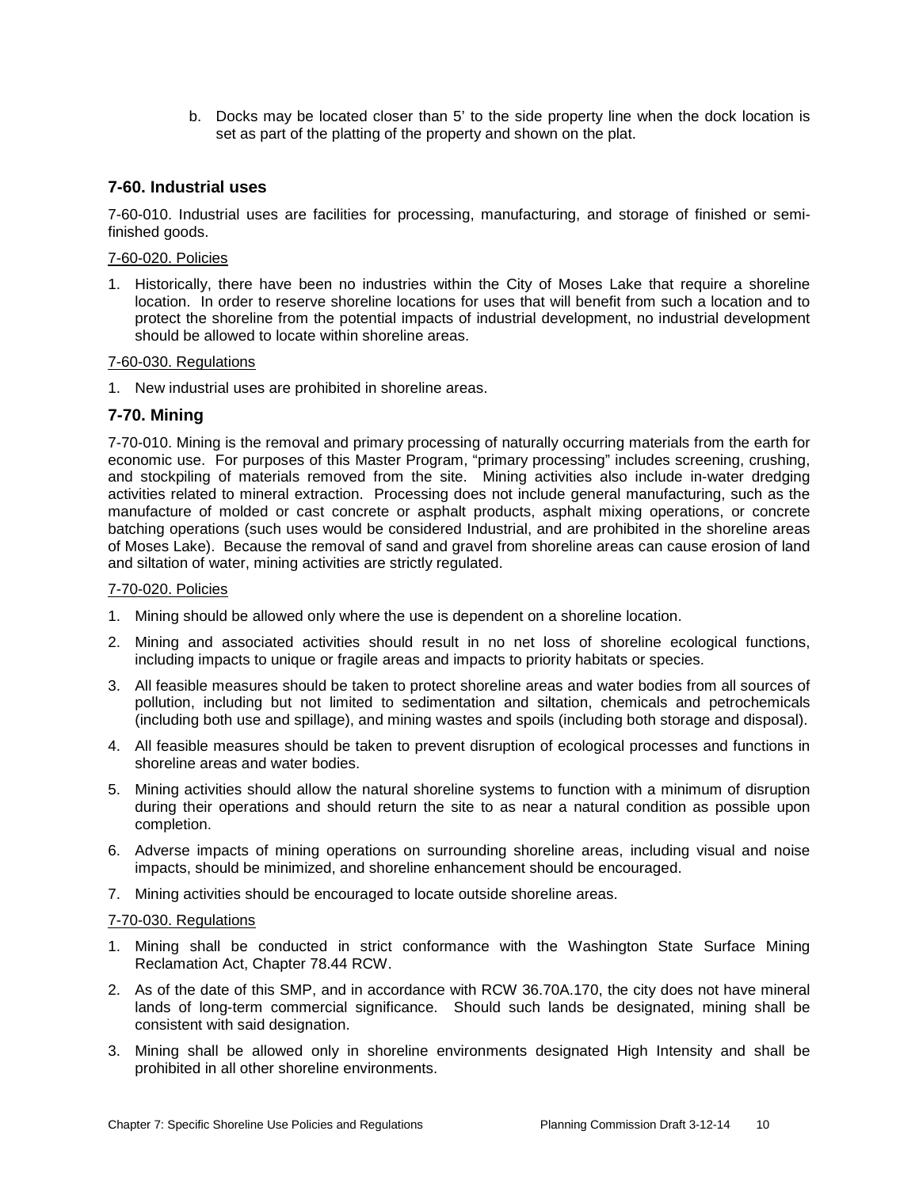b. Docks may be located closer than 5' to the side property line when the dock location is set as part of the platting of the property and shown on the plat.

### 7-60. Industrial uses

7-60-010. Industrial uses are facilities for processing, manufacturing, and storage of finished or semi-finished goods.

7-60-020. Policies

1. Historically, there have been no industries within the City of Moses Lake that require a shoreline location. In order to reserve shoreline locations for uses that will benefit from such a location and to protect the shoreline from the potential impacts of industrial development, no industrial development should be allowed to locate within shoreline areas.

7-60-030. Regulations

1. New industrial uses are prohibited in shoreline areas.

### 7-70. Mining

7-70-010. Mining is the removal and primary processing of naturally occurring materials from the earth for economic use. For purposes of this Master Program, "primary processing" includes screening, crushing, and stockpiling of materials removed from the site. Mining activities also include in-water dredging activities related to mineral extraction. Processing does not include general manufacturing, such as the manufacture of molded or cast concrete or asphalt products, asphalt mixing operations, or concrete batching operations (such uses would be considered Industrial, and are prohibited in the shoreline areas of Moses Lake). Because the removal of sand and gravel from shoreline areas can cause erosion of land and siltation of water, mining activities are strictly regulated.

7-70-020. Policies

1. Mining should be allowed only where the use is dependent on a shoreline location.
2. Mining and associated activities should result in no net loss of shoreline ecological functions, including impacts to unique or fragile areas and impacts to priority habitats or species.
3. All feasible measures should be taken to protect shoreline areas and water bodies from all sources of pollution, including but not limited to sedimentation and siltation, chemicals and petrochemicals (including both use and spillage), and mining wastes and spoils (including both storage and disposal).
4. All feasible measures should be taken to prevent disruption of ecological processes and functions in shoreline areas and water bodies.
5. Mining activities should allow the natural shoreline systems to function with a minimum of disruption during their operations and should return the site to as near a natural condition as possible upon completion.
6. Adverse impacts of mining operations on surrounding shoreline areas, including visual and noise impacts, should be minimized, and shoreline enhancement should be encouraged.
7. Mining activities should be encouraged to locate outside shoreline areas.

7-70-030. Regulations

1. Mining shall be conducted in strict conformance with the Washington State Surface Mining Reclamation Act, Chapter 78.44 RCW.
2. As of the date of this SMP, and in accordance with RCW 36.70A.170, the city does not have mineral lands of long-term commercial significance. Should such lands be designated, mining shall be consistent with said designation.
3. Mining shall be allowed only in shoreline environments designated High Intensity and shall be prohibited in all other shoreline environments.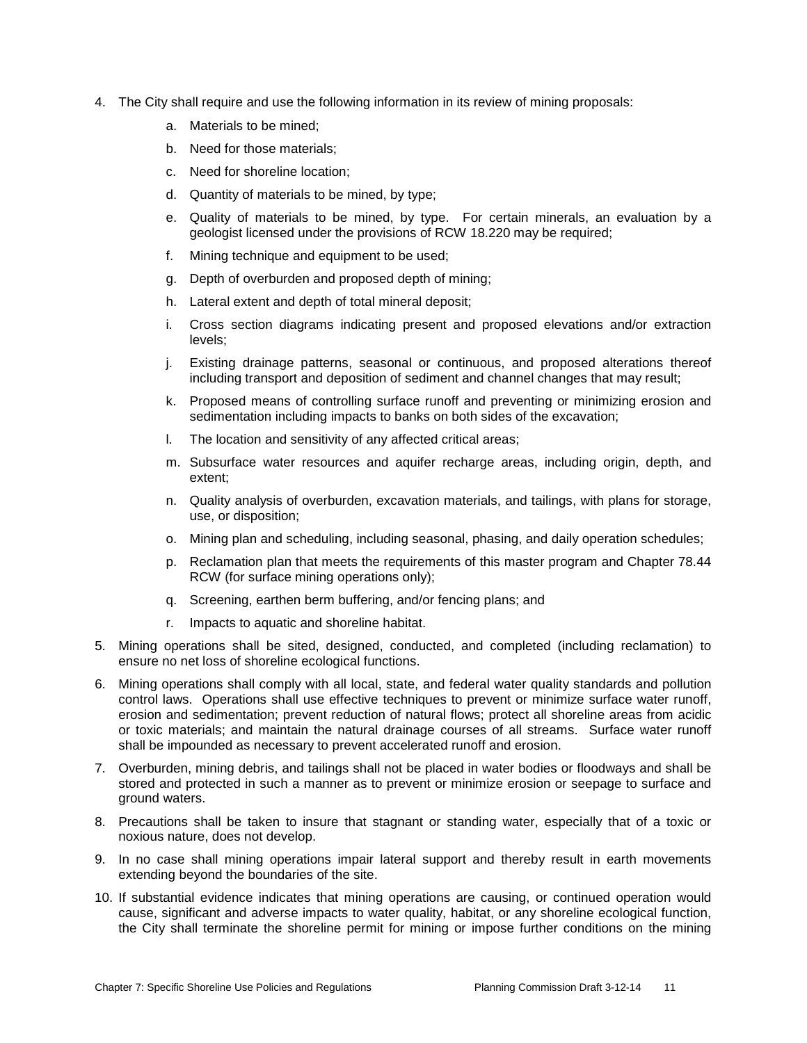4. The City shall require and use the following information in its review of mining proposals:

    a. Materials to be mined;

    b. Need for those materials;

    c. Need for shoreline location;

    d. Quantity of materials to be mined, by type;

    e. Quality of materials to be mined, by type. For certain minerals, an evaluation by a geologist licensed under the provisions of RCW 18.220 may be required;

    f. Mining technique and equipment to be used;

    g. Depth of overburden and proposed depth of mining;

    h. Lateral extent and depth of total mineral deposit;

    i. Cross section diagrams indicating present and proposed elevations and/or extraction levels;

    j. Existing drainage patterns, seasonal or continuous, and proposed alterations thereof including transport and deposition of sediment and channel changes that may result;

    k. Proposed means of controlling surface runoff and preventing or minimizing erosion and sedimentation including impacts to banks on both sides of the excavation;

    l. The location and sensitivity of any affected critical areas;

    m. Subsurface water resources and aquifer recharge areas, including origin, depth, and extent;

    n. Quality analysis of overburden, excavation materials, and tailings, with plans for storage, use, or disposition;

    o. Mining plan and scheduling, including seasonal, phasing, and daily operation schedules;

    p. Reclamation plan that meets the requirements of this master program and Chapter 78.44 RCW (for surface mining operations only);

    q. Screening, earthen berm buffering, and/or fencing plans; and

    r. Impacts to aquatic and shoreline habitat.

5. Mining operations shall be sited, designed, conducted, and completed (including reclamation) to ensure no net loss of shoreline ecological functions.

6. Mining operations shall comply with all local, state, and federal water quality standards and pollution control laws. Operations shall use effective techniques to prevent or minimize surface water runoff, erosion and sedimentation; prevent reduction of natural flows; protect all shoreline areas from acidic or toxic materials; and maintain the natural drainage courses of all streams. Surface water runoff shall be impounded as necessary to prevent accelerated runoff and erosion.

7. Overburden, mining debris, and tailings shall not be placed in water bodies or floodways and shall be stored and protected in such a manner as to prevent or minimize erosion or seepage to surface and ground waters.

8. Precautions shall be taken to insure that stagnant or standing water, especially that of a toxic or noxious nature, does not develop.

9. In no case shall mining operations impair lateral support and thereby result in earth movements extending beyond the boundaries of the site.

10. If substantial evidence indicates that mining operations are causing, or continued operation would cause, significant and adverse impacts to water quality, habitat, or any shoreline ecological function, the City shall terminate the shoreline permit for mining or impose further conditions on the mining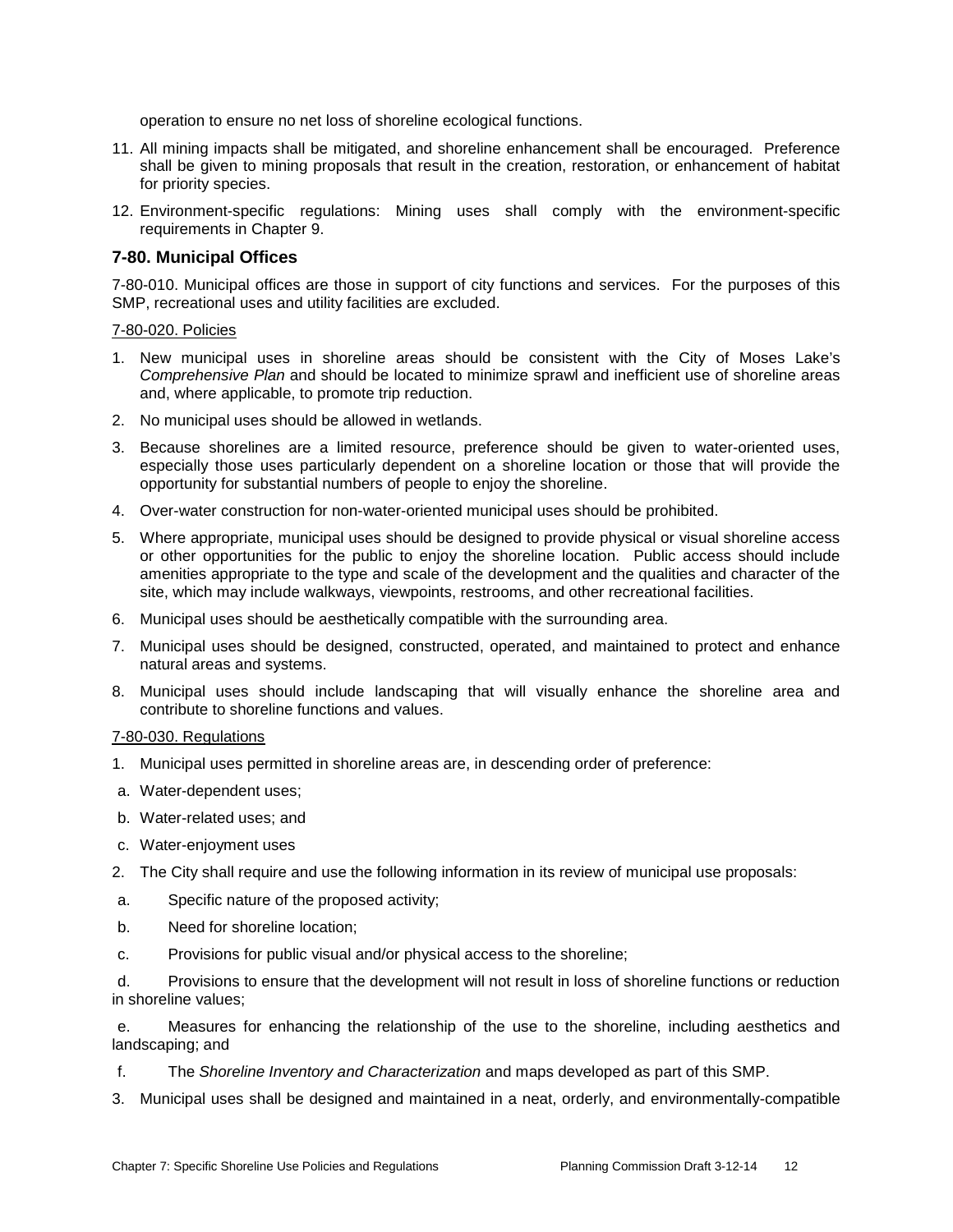operation to ensure no net loss of shoreline ecological functions.

11. All mining impacts shall be mitigated, and shoreline enhancement shall be encouraged. Preference shall be given to mining proposals that result in the creation, restoration, or enhancement of habitat for priority species.
12. Environment-specific regulations: Mining uses shall comply with the environment-specific requirements in Chapter 9.

### 7-80. Municipal Offices

7-80-010. Municipal offices are those in support of city functions and services. For the purposes of this SMP, recreational uses and utility facilities are excluded.

7-80-020. Policies

1. New municipal uses in shoreline areas should be consistent with the City of Moses Lake's *Comprehensive Plan* and should be located to minimize sprawl and inefficient use of shoreline areas and, where applicable, to promote trip reduction.
2. No municipal uses should be allowed in wetlands.
3. Because shorelines are a limited resource, preference should be given to water-oriented uses, especially those uses particularly dependent on a shoreline location or those that will provide the opportunity for substantial numbers of people to enjoy the shoreline.
4. Over-water construction for non-water-oriented municipal uses should be prohibited.
5. Where appropriate, municipal uses should be designed to provide physical or visual shoreline access or other opportunities for the public to enjoy the shoreline location. Public access should include amenities appropriate to the type and scale of the development and the qualities and character of the site, which may include walkways, viewpoints, restrooms, and other recreational facilities.
6. Municipal uses should be aesthetically compatible with the surrounding area.
7. Municipal uses should be designed, constructed, operated, and maintained to protect and enhance natural areas and systems.
8. Municipal uses should include landscaping that will visually enhance the shoreline area and contribute to shoreline functions and values.

7-80-030. Regulations

1. Municipal uses permitted in shoreline areas are, in descending order of preference:
   a. Water-dependent uses;
   b. Water-related uses; and
   c. Water-enjoyment uses
2. The City shall require and use the following information in its review of municipal use proposals:
   a. Specific nature of the proposed activity;
   b. Need for shoreline location;
   c. Provisions for public visual and/or physical access to the shoreline;
   d. Provisions to ensure that the development will not result in loss of shoreline functions or reduction in shoreline values;
   e. Measures for enhancing the relationship of the use to the shoreline, including aesthetics and landscaping; and
   f. The *Shoreline Inventory and Characterization* and maps developed as part of this SMP.
3. Municipal uses shall be designed and maintained in a neat, orderly, and environmentally-compatible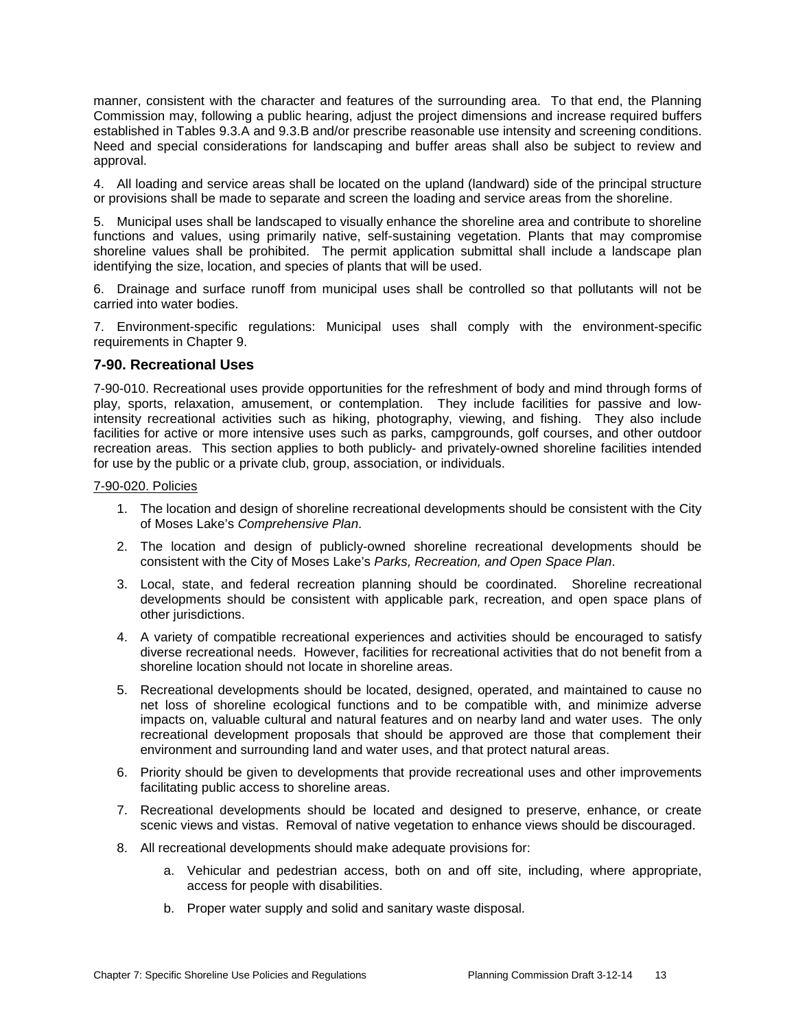manner, consistent with the character and features of the surrounding area. To that end, the Planning Commission may, following a public hearing, adjust the project dimensions and increase required buffers established in Tables 9.3.A and 9.3.B and/or prescribe reasonable use intensity and screening conditions. Need and special considerations for landscaping and buffer areas shall also be subject to review and approval.

4. All loading and service areas shall be located on the upland (landward) side of the principal structure or provisions shall be made to separate and screen the loading and service areas from the shoreline.

5. Municipal uses shall be landscaped to visually enhance the shoreline area and contribute to shoreline functions and values, using primarily native, self-sustaining vegetation. Plants that may compromise shoreline values shall be prohibited. The permit application submittal shall include a landscape plan identifying the size, location, and species of plants that will be used.

6. Drainage and surface runoff from municipal uses shall be controlled so that pollutants will not be carried into water bodies.

7. Environment-specific regulations: Municipal uses shall comply with the environment-specific requirements in Chapter 9.

## 7-90. Recreational Uses

7-90-010. Recreational uses provide opportunities for the refreshment of body and mind through forms of play, sports, relaxation, amusement, or contemplation. They include facilities for passive and low-intensity recreational activities such as hiking, photography, viewing, and fishing. They also include facilities for active or more intensive uses such as parks, campgrounds, golf courses, and other outdoor recreation areas. This section applies to both publicly- and privately-owned shoreline facilities intended for use by the public or a private club, group, association, or individuals.

<u>7-90-020. Policies</u>

1. The location and design of shoreline recreational developments should be consistent with the City of Moses Lake's *Comprehensive Plan*.
2. The location and design of publicly-owned shoreline recreational developments should be consistent with the City of Moses Lake's *Parks, Recreation, and Open Space Plan*.
3. Local, state, and federal recreation planning should be coordinated. Shoreline recreational developments should be consistent with applicable park, recreation, and open space plans of other jurisdictions.
4. A variety of compatible recreational experiences and activities should be encouraged to satisfy diverse recreational needs. However, facilities for recreational activities that do not benefit from a shoreline location should not locate in shoreline areas.
5. Recreational developments should be located, designed, operated, and maintained to cause no net loss of shoreline ecological functions and to be compatible with, and minimize adverse impacts on, valuable cultural and natural features and on nearby land and water uses. The only recreational development proposals that should be approved are those that complement their environment and surrounding land and water uses, and that protect natural areas.
6. Priority should be given to developments that provide recreational uses and other improvements facilitating public access to shoreline areas.
7. Recreational developments should be located and designed to preserve, enhance, or create scenic views and vistas. Removal of native vegetation to enhance views should be discouraged.
8. All recreational developments should make adequate provisions for:
    a. Vehicular and pedestrian access, both on and off site, including, where appropriate, access for people with disabilities.
    b. Proper water supply and solid and sanitary waste disposal.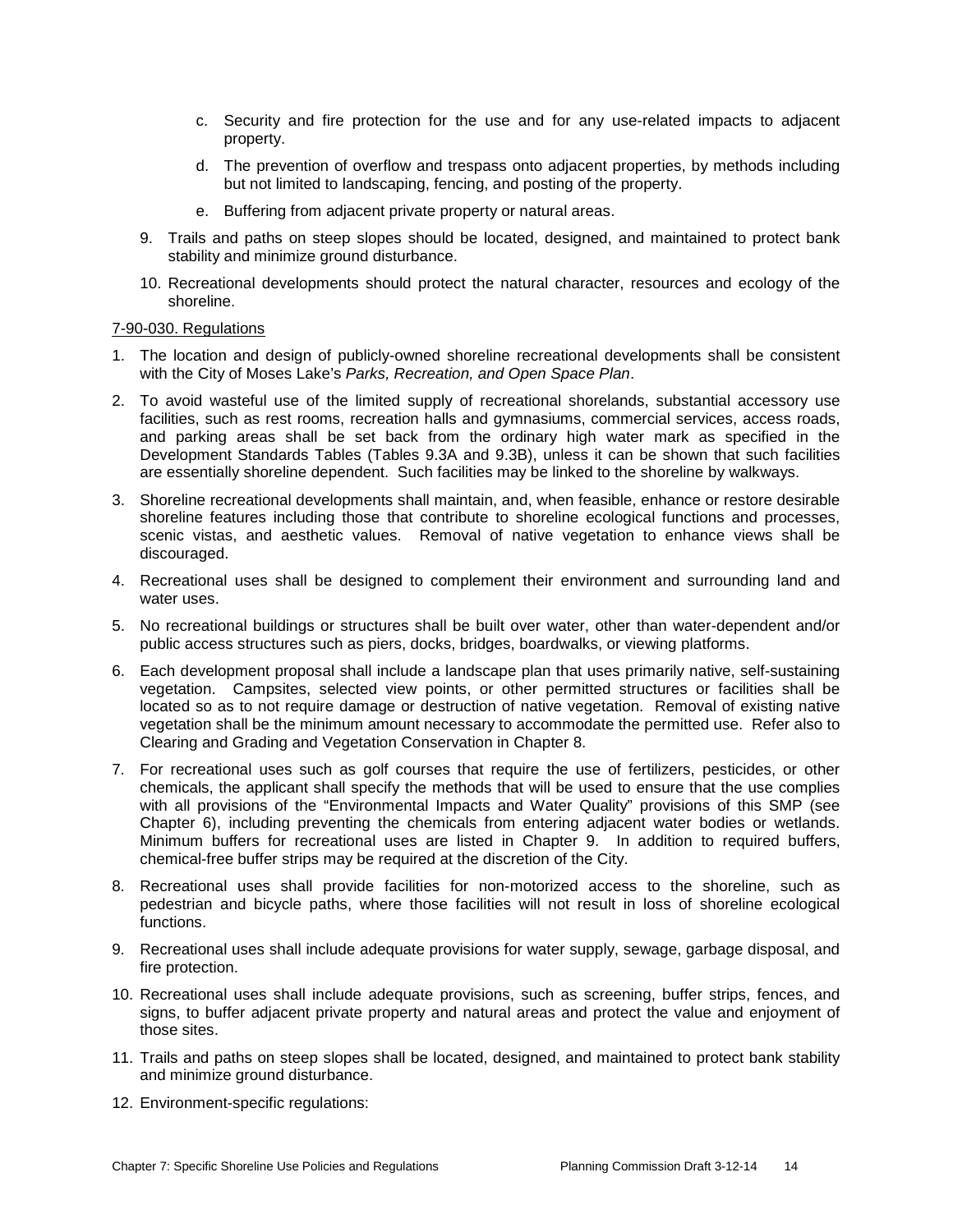c. Security and fire protection for the use and for any use-related impacts to adjacent property.

d. The prevention of overflow and trespass onto adjacent properties, by methods including but not limited to landscaping, fencing, and posting of the property.

e. Buffering from adjacent private property or natural areas.

9. Trails and paths on steep slopes should be located, designed, and maintained to protect bank stability and minimize ground disturbance.

10. Recreational developments should protect the natural character, resources and ecology of the shoreline.

<u>7-90-030. Regulations</u>

1. The location and design of publicly-owned shoreline recreational developments shall be consistent with the City of Moses Lake's *Parks, Recreation, and Open Space Plan*.

2. To avoid wasteful use of the limited supply of recreational shorelands, substantial accessory use facilities, such as rest rooms, recreation halls and gymnasiums, commercial services, access roads, and parking areas shall be set back from the ordinary high water mark as specified in the Development Standards Tables (Tables 9.3A and 9.3B), unless it can be shown that such facilities are essentially shoreline dependent. Such facilities may be linked to the shoreline by walkways.

3. Shoreline recreational developments shall maintain, and, when feasible, enhance or restore desirable shoreline features including those that contribute to shoreline ecological functions and processes, scenic vistas, and aesthetic values. Removal of native vegetation to enhance views shall be discouraged.

4. Recreational uses shall be designed to complement their environment and surrounding land and water uses.

5. No recreational buildings or structures shall be built over water, other than water-dependent and/or public access structures such as piers, docks, bridges, boardwalks, or viewing platforms.

6. Each development proposal shall include a landscape plan that uses primarily native, self-sustaining vegetation. Campsites, selected view points, or other permitted structures or facilities shall be located so as to not require damage or destruction of native vegetation. Removal of existing native vegetation shall be the minimum amount necessary to accommodate the permitted use. Refer also to Clearing and Grading and Vegetation Conservation in Chapter 8.

7. For recreational uses such as golf courses that require the use of fertilizers, pesticides, or other chemicals, the applicant shall specify the methods that will be used to ensure that the use complies with all provisions of the "Environmental Impacts and Water Quality" provisions of this SMP (see Chapter 6), including preventing the chemicals from entering adjacent water bodies or wetlands. Minimum buffers for recreational uses are listed in Chapter 9. In addition to required buffers, chemical-free buffer strips may be required at the discretion of the City.

8. Recreational uses shall provide facilities for non-motorized access to the shoreline, such as pedestrian and bicycle paths, where those facilities will not result in loss of shoreline ecological functions.

9. Recreational uses shall include adequate provisions for water supply, sewage, garbage disposal, and fire protection.

10. Recreational uses shall include adequate provisions, such as screening, buffer strips, fences, and signs, to buffer adjacent private property and natural areas and protect the value and enjoyment of those sites.

11. Trails and paths on steep slopes shall be located, designed, and maintained to protect bank stability and minimize ground disturbance.

12. Environment-specific regulations: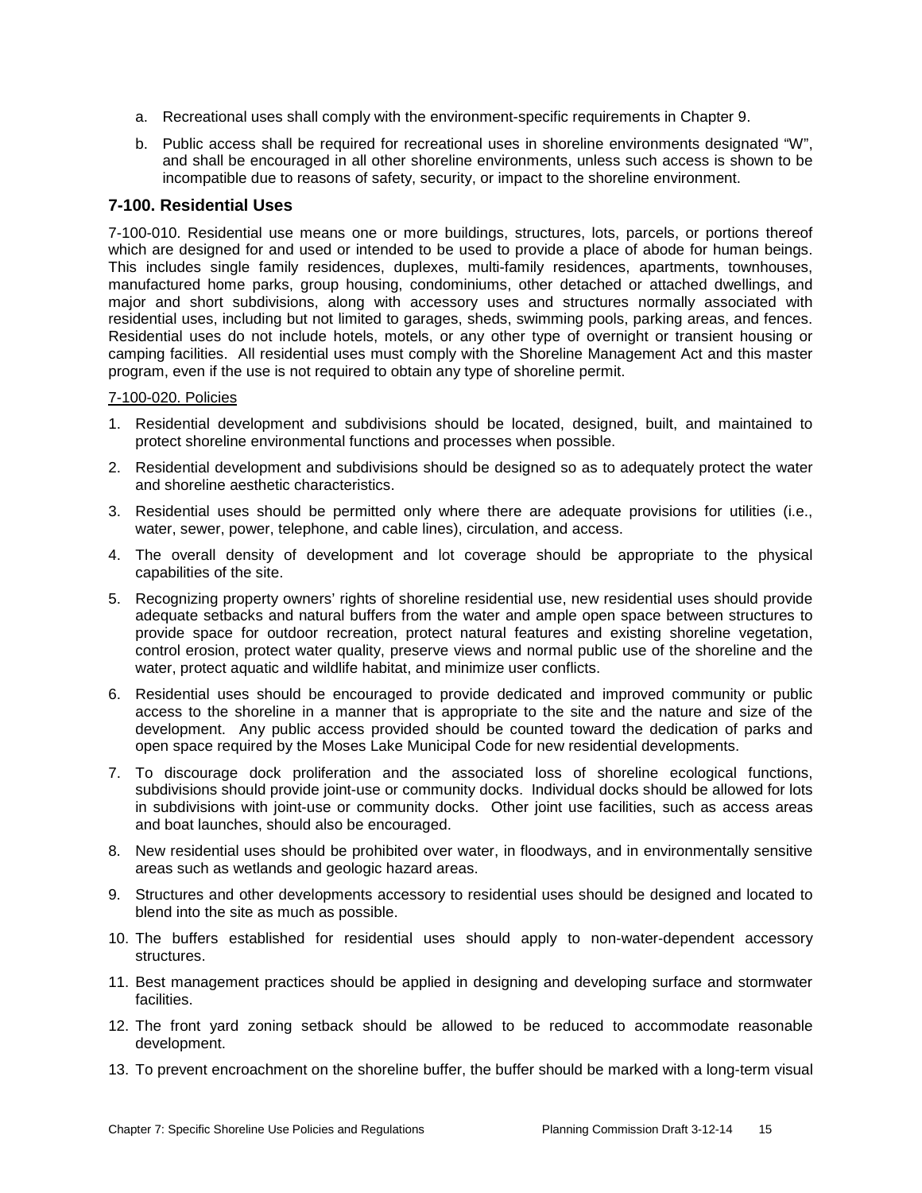a. Recreational uses shall comply with the environment-specific requirements in Chapter 9.

b. Public access shall be required for recreational uses in shoreline environments designated "W", and shall be encouraged in all other shoreline environments, unless such access is shown to be incompatible due to reasons of safety, security, or impact to the shoreline environment.

### 7-100. Residential Uses

7-100-010. Residential use means one or more buildings, structures, lots, parcels, or portions thereof which are designed for and used or intended to be used to provide a place of abode for human beings. This includes single family residences, duplexes, multi-family residences, apartments, townhouses, manufactured home parks, group housing, condominiums, other detached or attached dwellings, and major and short subdivisions, along with accessory uses and structures normally associated with residential uses, including but not limited to garages, sheds, swimming pools, parking areas, and fences. Residential uses do not include hotels, motels, or any other type of overnight or transient housing or camping facilities. All residential uses must comply with the Shoreline Management Act and this master program, even if the use is not required to obtain any type of shoreline permit.

7-100-020. Policies

1. Residential development and subdivisions should be located, designed, built, and maintained to protect shoreline environmental functions and processes when possible.
2. Residential development and subdivisions should be designed so as to adequately protect the water and shoreline aesthetic characteristics.
3. Residential uses should be permitted only where there are adequate provisions for utilities (i.e., water, sewer, power, telephone, and cable lines), circulation, and access.
4. The overall density of development and lot coverage should be appropriate to the physical capabilities of the site.
5. Recognizing property owners' rights of shoreline residential use, new residential uses should provide adequate setbacks and natural buffers from the water and ample open space between structures to provide space for outdoor recreation, protect natural features and existing shoreline vegetation, control erosion, protect water quality, preserve views and normal public use of the shoreline and the water, protect aquatic and wildlife habitat, and minimize user conflicts.
6. Residential uses should be encouraged to provide dedicated and improved community or public access to the shoreline in a manner that is appropriate to the site and the nature and size of the development. Any public access provided should be counted toward the dedication of parks and open space required by the Moses Lake Municipal Code for new residential developments.
7. To discourage dock proliferation and the associated loss of shoreline ecological functions, subdivisions should provide joint-use or community docks. Individual docks should be allowed for lots in subdivisions with joint-use or community docks. Other joint use facilities, such as access areas and boat launches, should also be encouraged.
8. New residential uses should be prohibited over water, in floodways, and in environmentally sensitive areas such as wetlands and geologic hazard areas.
9. Structures and other developments accessory to residential uses should be designed and located to blend into the site as much as possible.
10. The buffers established for residential uses should apply to non-water-dependent accessory structures.
11. Best management practices should be applied in designing and developing surface and stormwater facilities.
12. The front yard zoning setback should be allowed to be reduced to accommodate reasonable development.
13. To prevent encroachment on the shoreline buffer, the buffer should be marked with a long-term visual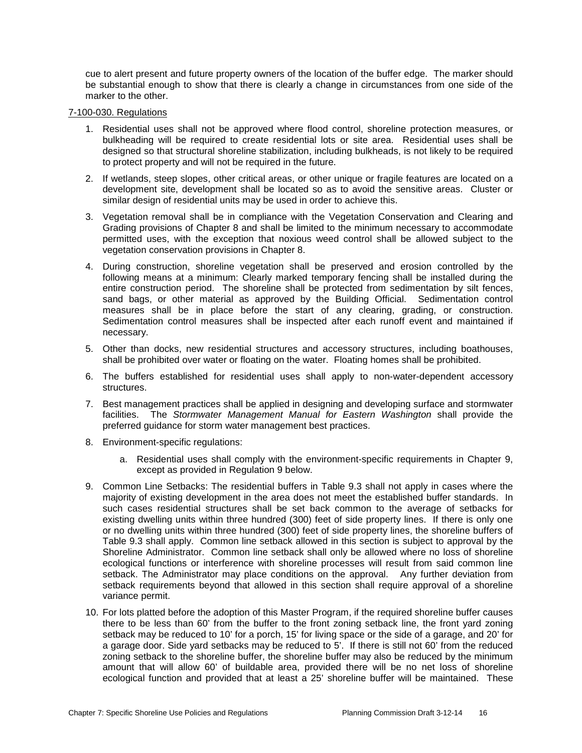cue to alert present and future property owners of the location of the buffer edge. The marker should be substantial enough to show that there is clearly a change in circumstances from one side of the marker to the other.

7-100-030. Regulations

1. Residential uses shall not be approved where flood control, shoreline protection measures, or bulkheading will be required to create residential lots or site area. Residential uses shall be designed so that structural shoreline stabilization, including bulkheads, is not likely to be required to protect property and will not be required in the future.
2. If wetlands, steep slopes, other critical areas, or other unique or fragile features are located on a development site, development shall be located so as to avoid the sensitive areas. Cluster or similar design of residential units may be used in order to achieve this.
3. Vegetation removal shall be in compliance with the Vegetation Conservation and Clearing and Grading provisions of Chapter 8 and shall be limited to the minimum necessary to accommodate permitted uses, with the exception that noxious weed control shall be allowed subject to the vegetation conservation provisions in Chapter 8.
4. During construction, shoreline vegetation shall be preserved and erosion controlled by the following means at a minimum: Clearly marked temporary fencing shall be installed during the entire construction period. The shoreline shall be protected from sedimentation by silt fences, sand bags, or other material as approved by the Building Official. Sedimentation control measures shall be in place before the start of any clearing, grading, or construction. Sedimentation control measures shall be inspected after each runoff event and maintained if necessary.
5. Other than docks, new residential structures and accessory structures, including boathouses, shall be prohibited over water or floating on the water. Floating homes shall be prohibited.
6. The buffers established for residential uses shall apply to non-water-dependent accessory structures.
7. Best management practices shall be applied in designing and developing surface and stormwater facilities. The *Stormwater Management Manual for Eastern Washington* shall provide the preferred guidance for storm water management best practices.
8. Environment-specific regulations:
    a. Residential uses shall comply with the environment-specific requirements in Chapter 9, except as provided in Regulation 9 below.
9. Common Line Setbacks: The residential buffers in Table 9.3 shall not apply in cases where the majority of existing development in the area does not meet the established buffer standards. In such cases residential structures shall be set back common to the average of setbacks for existing dwelling units within three hundred (300) feet of side property lines. If there is only one or no dwelling units within three hundred (300) feet of side property lines, the shoreline buffers of Table 9.3 shall apply. Common line setback allowed in this section is subject to approval by the Shoreline Administrator. Common line setback shall only be allowed where no loss of shoreline ecological functions or interference with shoreline processes will result from said common line setback. The Administrator may place conditions on the approval. Any further deviation from setback requirements beyond that allowed in this section shall require approval of a shoreline variance permit.
10. For lots platted before the adoption of this Master Program, if the required shoreline buffer causes there to be less than 60' from the buffer to the front zoning setback line, the front yard zoning setback may be reduced to 10' for a porch, 15' for living space or the side of a garage, and 20' for a garage door. Side yard setbacks may be reduced to 5'. If there is still not 60' from the reduced zoning setback to the shoreline buffer, the shoreline buffer may also be reduced by the minimum amount that will allow 60' of buildable area, provided there will be no net loss of shoreline ecological function and provided that at least a 25' shoreline buffer will be maintained. These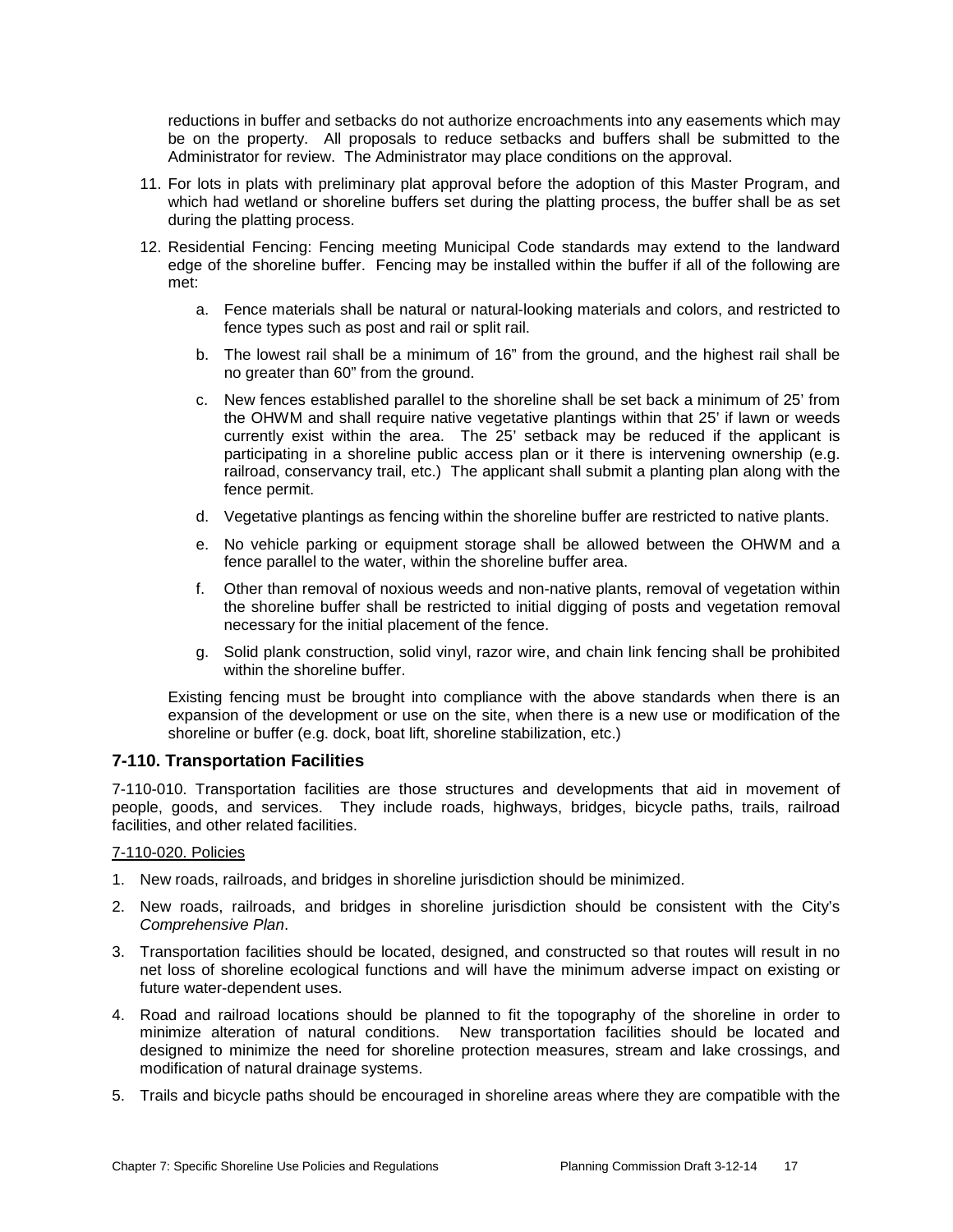reductions in buffer and setbacks do not authorize encroachments into any easements which may be on the property. All proposals to reduce setbacks and buffers shall be submitted to the Administrator for review. The Administrator may place conditions on the approval.

11. For lots in plats with preliminary plat approval before the adoption of this Master Program, and which had wetland or shoreline buffers set during the platting process, the buffer shall be as set during the platting process.

12. Residential Fencing: Fencing meeting Municipal Code standards may extend to the landward edge of the shoreline buffer. Fencing may be installed within the buffer if all of the following are met:

    a. Fence materials shall be natural or natural-looking materials and colors, and restricted to fence types such as post and rail or split rail.

    b. The lowest rail shall be a minimum of 16" from the ground, and the highest rail shall be no greater than 60" from the ground.

    c. New fences established parallel to the shoreline shall be set back a minimum of 25' from the OHWM and shall require native vegetative plantings within that 25' if lawn or weeds currently exist within the area. The 25' setback may be reduced if the applicant is participating in a shoreline public access plan or it there is intervening ownership (e.g. railroad, conservancy trail, etc.) The applicant shall submit a planting plan along with the fence permit.

    d. Vegetative plantings as fencing within the shoreline buffer are restricted to native plants.

    e. No vehicle parking or equipment storage shall be allowed between the OHWM and a fence parallel to the water, within the shoreline buffer area.

    f. Other than removal of noxious weeds and non-native plants, removal of vegetation within the shoreline buffer shall be restricted to initial digging of posts and vegetation removal necessary for the initial placement of the fence.

    g. Solid plank construction, solid vinyl, razor wire, and chain link fencing shall be prohibited within the shoreline buffer.

    Existing fencing must be brought into compliance with the above standards when there is an expansion of the development or use on the site, when there is a new use or modification of the shoreline or buffer (e.g. dock, boat lift, shoreline stabilization, etc.)

## 7-110. Transportation Facilities

7-110-010. Transportation facilities are those structures and developments that aid in movement of people, goods, and services. They include roads, highways, bridges, bicycle paths, trails, railroad facilities, and other related facilities.

7-110-020. Policies

1. New roads, railroads, and bridges in shoreline jurisdiction should be minimized.
2. New roads, railroads, and bridges in shoreline jurisdiction should be consistent with the City's *Comprehensive Plan*.
3. Transportation facilities should be located, designed, and constructed so that routes will result in no net loss of shoreline ecological functions and will have the minimum adverse impact on existing or future water-dependent uses.
4. Road and railroad locations should be planned to fit the topography of the shoreline in order to minimize alteration of natural conditions. New transportation facilities should be located and designed to minimize the need for shoreline protection measures, stream and lake crossings, and modification of natural drainage systems.
5. Trails and bicycle paths should be encouraged in shoreline areas where they are compatible with the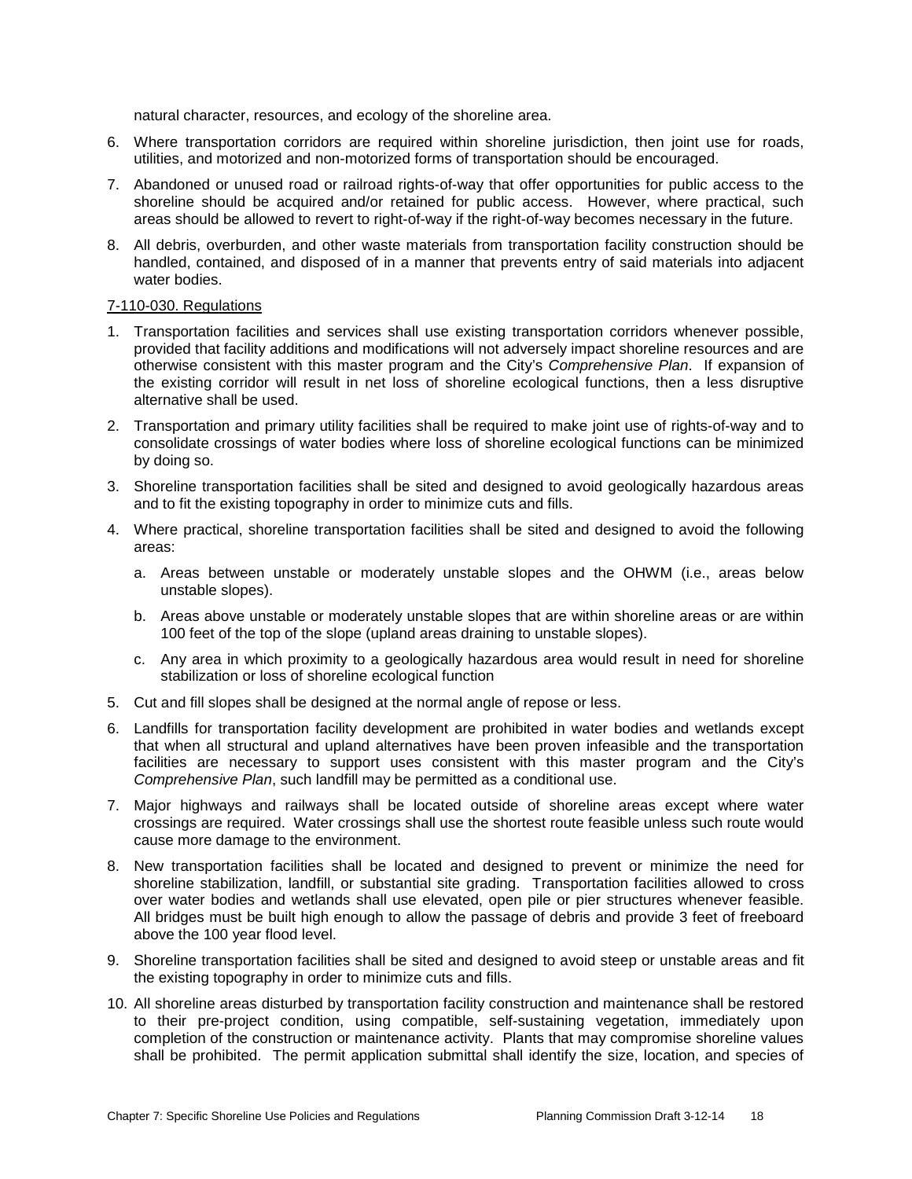natural character, resources, and ecology of the shoreline area.

6. Where transportation corridors are required within shoreline jurisdiction, then joint use for roads, utilities, and motorized and non-motorized forms of transportation should be encouraged.
7. Abandoned or unused road or railroad rights-of-way that offer opportunities for public access to the shoreline should be acquired and/or retained for public access. However, where practical, such areas should be allowed to revert to right-of-way if the right-of-way becomes necessary in the future.
8. All debris, overburden, and other waste materials from transportation facility construction should be handled, contained, and disposed of in a manner that prevents entry of said materials into adjacent water bodies.

7-110-030. Regulations

1. Transportation facilities and services shall use existing transportation corridors whenever possible, provided that facility additions and modifications will not adversely impact shoreline resources and are otherwise consistent with this master program and the City's *Comprehensive Plan*. If expansion of the existing corridor will result in net loss of shoreline ecological functions, then a less disruptive alternative shall be used.
2. Transportation and primary utility facilities shall be required to make joint use of rights-of-way and to consolidate crossings of water bodies where loss of shoreline ecological functions can be minimized by doing so.
3. Shoreline transportation facilities shall be sited and designed to avoid geologically hazardous areas and to fit the existing topography in order to minimize cuts and fills.
4. Where practical, shoreline transportation facilities shall be sited and designed to avoid the following areas:
   a. Areas between unstable or moderately unstable slopes and the OHWM (i.e., areas below unstable slopes).
   b. Areas above unstable or moderately unstable slopes that are within shoreline areas or are within 100 feet of the top of the slope (upland areas draining to unstable slopes).
   c. Any area in which proximity to a geologically hazardous area would result in need for shoreline stabilization or loss of shoreline ecological function
5. Cut and fill slopes shall be designed at the normal angle of repose or less.
6. Landfills for transportation facility development are prohibited in water bodies and wetlands except that when all structural and upland alternatives have been proven infeasible and the transportation facilities are necessary to support uses consistent with this master program and the City's *Comprehensive Plan*, such landfill may be permitted as a conditional use.
7. Major highways and railways shall be located outside of shoreline areas except where water crossings are required. Water crossings shall use the shortest route feasible unless such route would cause more damage to the environment.
8. New transportation facilities shall be located and designed to prevent or minimize the need for shoreline stabilization, landfill, or substantial site grading. Transportation facilities allowed to cross over water bodies and wetlands shall use elevated, open pile or pier structures whenever feasible. All bridges must be built high enough to allow the passage of debris and provide 3 feet of freeboard above the 100 year flood level.
9. Shoreline transportation facilities shall be sited and designed to avoid steep or unstable areas and fit the existing topography in order to minimize cuts and fills.
10. All shoreline areas disturbed by transportation facility construction and maintenance shall be restored to their pre-project condition, using compatible, self-sustaining vegetation, immediately upon completion of the construction or maintenance activity. Plants that may compromise shoreline values shall be prohibited. The permit application submittal shall identify the size, location, and species of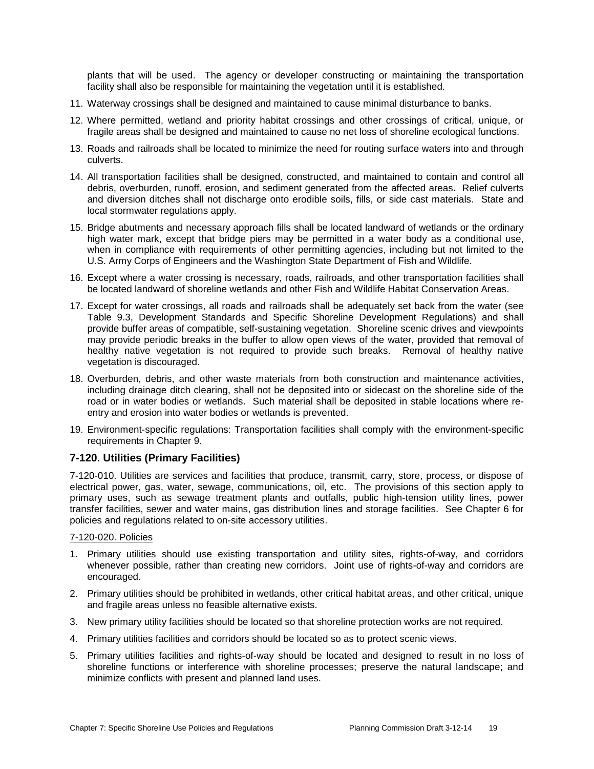plants that will be used. The agency or developer constructing or maintaining the transportation facility shall also be responsible for maintaining the vegetation until it is established.

11. Waterway crossings shall be designed and maintained to cause minimal disturbance to banks.
12. Where permitted, wetland and priority habitat crossings and other crossings of critical, unique, or fragile areas shall be designed and maintained to cause no net loss of shoreline ecological functions.
13. Roads and railroads shall be located to minimize the need for routing surface waters into and through culverts.
14. All transportation facilities shall be designed, constructed, and maintained to contain and control all debris, overburden, runoff, erosion, and sediment generated from the affected areas. Relief culverts and diversion ditches shall not discharge onto erodible soils, fills, or side cast materials. State and local stormwater regulations apply.
15. Bridge abutments and necessary approach fills shall be located landward of wetlands or the ordinary high water mark, except that bridge piers may be permitted in a water body as a conditional use, when in compliance with requirements of other permitting agencies, including but not limited to the U.S. Army Corps of Engineers and the Washington State Department of Fish and Wildlife.
16. Except where a water crossing is necessary, roads, railroads, and other transportation facilities shall be located landward of shoreline wetlands and other Fish and Wildlife Habitat Conservation Areas.
17. Except for water crossings, all roads and railroads shall be adequately set back from the water (see Table 9.3, Development Standards and Specific Shoreline Development Regulations) and shall provide buffer areas of compatible, self-sustaining vegetation. Shoreline scenic drives and viewpoints may provide periodic breaks in the buffer to allow open views of the water, provided that removal of healthy native vegetation is not required to provide such breaks. Removal of healthy native vegetation is discouraged.
18. Overburden, debris, and other waste materials from both construction and maintenance activities, including drainage ditch clearing, shall not be deposited into or sidecast on the shoreline side of the road or in water bodies or wetlands. Such material shall be deposited in stable locations where re-entry and erosion into water bodies or wetlands is prevented.
19. Environment-specific regulations: Transportation facilities shall comply with the environment-specific requirements in Chapter 9.

## 7-120. Utilities (Primary Facilities)

7-120-010. Utilities are services and facilities that produce, transmit, carry, store, process, or dispose of electrical power, gas, water, sewage, communications, oil, etc. The provisions of this section apply to primary uses, such as sewage treatment plants and outfalls, public high-tension utility lines, power transfer facilities, sewer and water mains, gas distribution lines and storage facilities. See Chapter 6 for policies and regulations related to on-site accessory utilities.

7-120-020. Policies

1. Primary utilities should use existing transportation and utility sites, rights-of-way, and corridors whenever possible, rather than creating new corridors. Joint use of rights-of-way and corridors are encouraged.
2. Primary utilities should be prohibited in wetlands, other critical habitat areas, and other critical, unique and fragile areas unless no feasible alternative exists.
3. New primary utility facilities should be located so that shoreline protection works are not required.
4. Primary utilities facilities and corridors should be located so as to protect scenic views.
5. Primary utilities facilities and rights-of-way should be located and designed to result in no loss of shoreline functions or interference with shoreline processes; preserve the natural landscape; and minimize conflicts with present and planned land uses.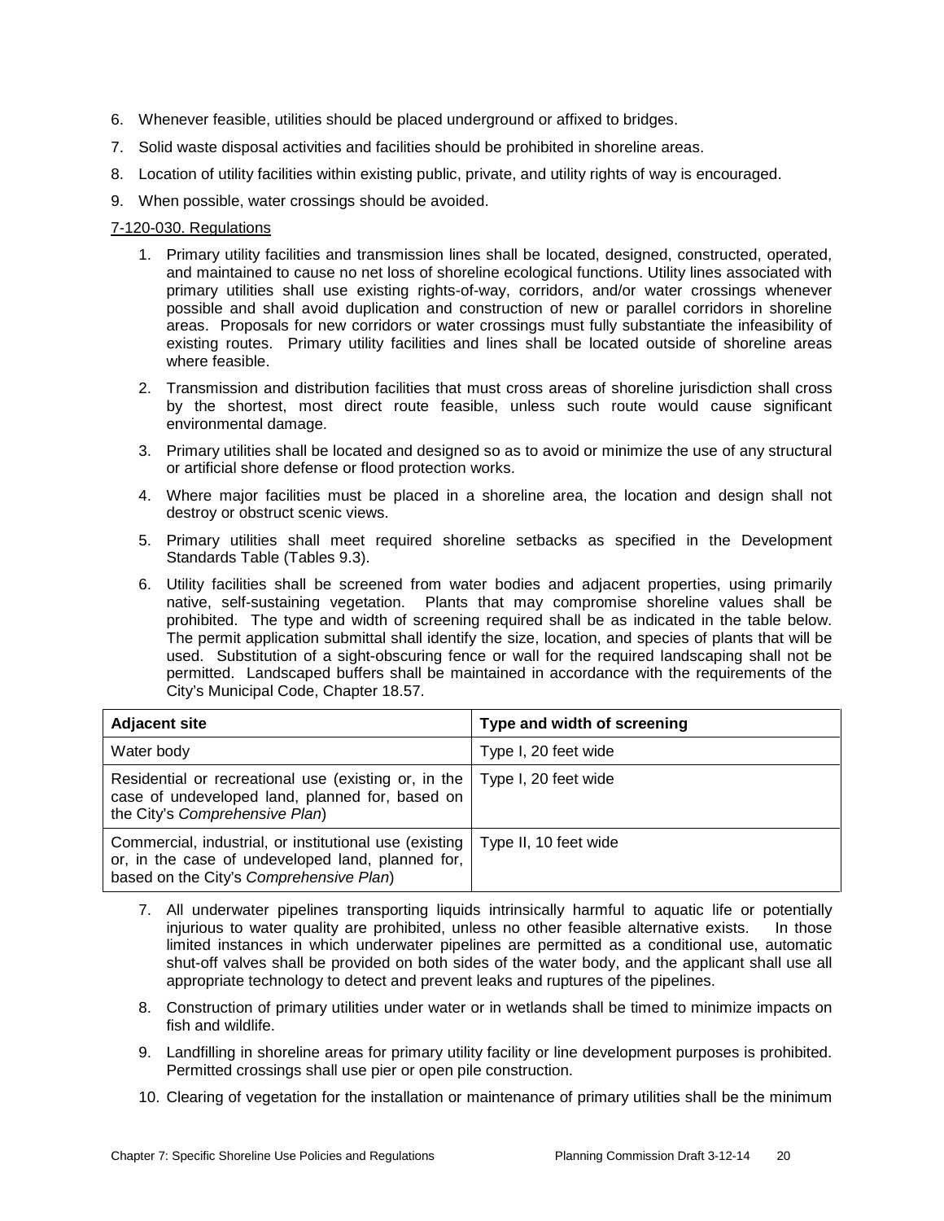6. Whenever feasible, utilities should be placed underground or affixed to bridges.
7. Solid waste disposal activities and facilities should be prohibited in shoreline areas.
8. Location of utility facilities within existing public, private, and utility rights of way is encouraged.
9. When possible, water crossings should be avoided.

7-120-030. Regulations

1. Primary utility facilities and transmission lines shall be located, designed, constructed, operated, and maintained to cause no net loss of shoreline ecological functions. Utility lines associated with primary utilities shall use existing rights-of-way, corridors, and/or water crossings whenever possible and shall avoid duplication and construction of new or parallel corridors in shoreline areas. Proposals for new corridors or water crossings must fully substantiate the infeasibility of existing routes. Primary utility facilities and lines shall be located outside of shoreline areas where feasible.
2. Transmission and distribution facilities that must cross areas of shoreline jurisdiction shall cross by the shortest, most direct route feasible, unless such route would cause significant environmental damage.
3. Primary utilities shall be located and designed so as to avoid or minimize the use of any structural or artificial shore defense or flood protection works.
4. Where major facilities must be placed in a shoreline area, the location and design shall not destroy or obstruct scenic views.
5. Primary utilities shall meet required shoreline setbacks as specified in the Development Standards Table (Tables 9.3).
6. Utility facilities shall be screened from water bodies and adjacent properties, using primarily native, self-sustaining vegetation. Plants that may compromise shoreline values shall be prohibited. The type and width of screening required shall be as indicated in the table below. The permit application submittal shall identify the size, location, and species of plants that will be used. Substitution of a sight-obscuring fence or wall for the required landscaping shall not be permitted. Landscaped buffers shall be maintained in accordance with the requirements of the City's Municipal Code, Chapter 18.57.

| **Adjacent site** | **Type and width of screening** |
|---|---|
| Water body | Type I, 20 feet wide |
| Residential or recreational use (existing or, in the case of undeveloped land, planned for, based on the City's *Comprehensive Plan*) | Type I, 20 feet wide |
| Commercial, industrial, or institutional use (existing or, in the case of undeveloped land, planned for, based on the City's *Comprehensive Plan*) | Type II, 10 feet wide |

7. All underwater pipelines transporting liquids intrinsically harmful to aquatic life or potentially injurious to water quality are prohibited, unless no other feasible alternative exists. In those limited instances in which underwater pipelines are permitted as a conditional use, automatic shut-off valves shall be provided on both sides of the water body, and the applicant shall use all appropriate technology to detect and prevent leaks and ruptures of the pipelines.
8. Construction of primary utilities under water or in wetlands shall be timed to minimize impacts on fish and wildlife.
9. Landfilling in shoreline areas for primary utility facility or line development purposes is prohibited. Permitted crossings shall use pier or open pile construction.
10. Clearing of vegetation for the installation or maintenance of primary utilities shall be the minimum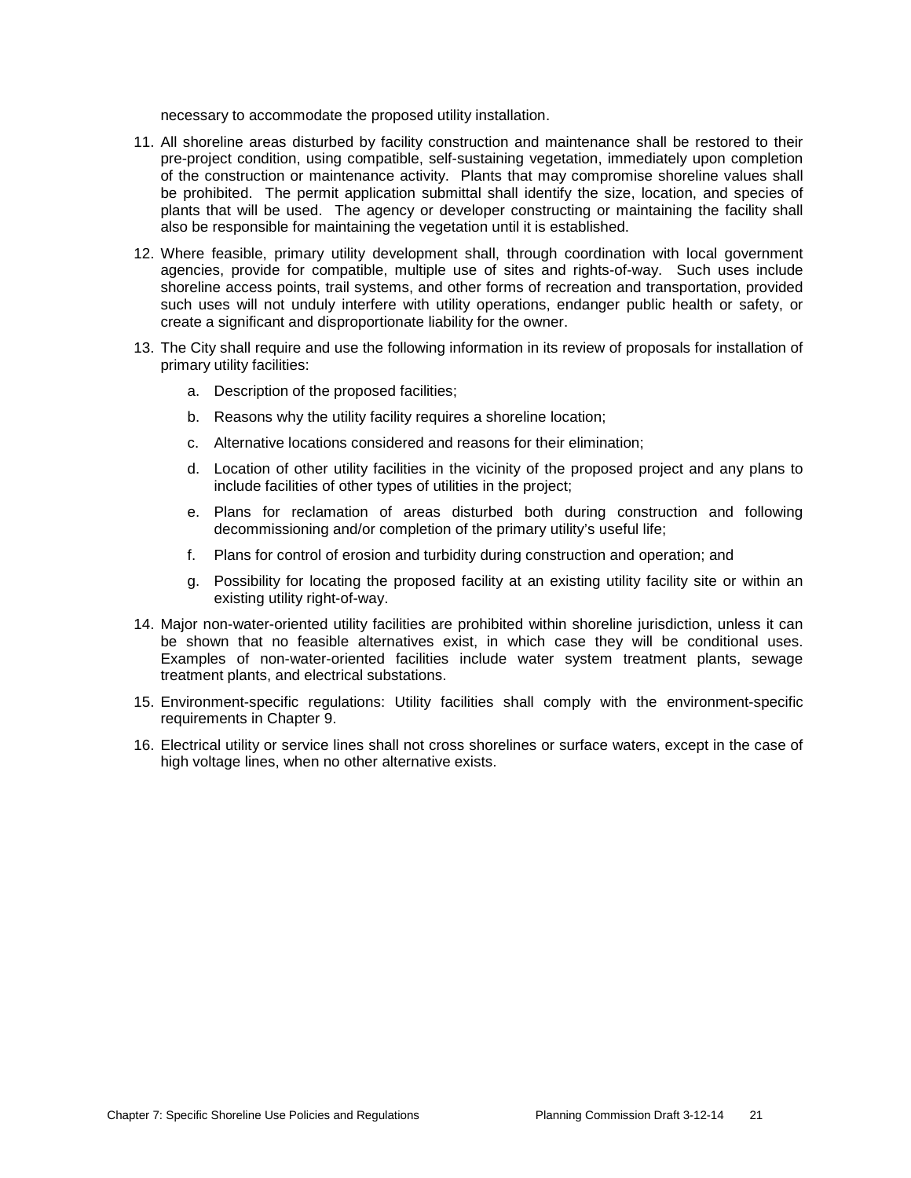necessary to accommodate the proposed utility installation.

11. All shoreline areas disturbed by facility construction and maintenance shall be restored to their pre-project condition, using compatible, self-sustaining vegetation, immediately upon completion of the construction or maintenance activity. Plants that may compromise shoreline values shall be prohibited. The permit application submittal shall identify the size, location, and species of plants that will be used. The agency or developer constructing or maintaining the facility shall also be responsible for maintaining the vegetation until it is established.

12. Where feasible, primary utility development shall, through coordination with local government agencies, provide for compatible, multiple use of sites and rights-of-way. Such uses include shoreline access points, trail systems, and other forms of recreation and transportation, provided such uses will not unduly interfere with utility operations, endanger public health or safety, or create a significant and disproportionate liability for the owner.

13. The City shall require and use the following information in its review of proposals for installation of primary utility facilities:

    a. Description of the proposed facilities;

    b. Reasons why the utility facility requires a shoreline location;

    c. Alternative locations considered and reasons for their elimination;

    d. Location of other utility facilities in the vicinity of the proposed project and any plans to include facilities of other types of utilities in the project;

    e. Plans for reclamation of areas disturbed both during construction and following decommissioning and/or completion of the primary utility's useful life;

    f. Plans for control of erosion and turbidity during construction and operation; and

    g. Possibility for locating the proposed facility at an existing utility facility site or within an existing utility right-of-way.

14. Major non-water-oriented utility facilities are prohibited within shoreline jurisdiction, unless it can be shown that no feasible alternatives exist, in which case they will be conditional uses. Examples of non-water-oriented facilities include water system treatment plants, sewage treatment plants, and electrical substations.

15. Environment-specific regulations: Utility facilities shall comply with the environment-specific requirements in Chapter 9.

16. Electrical utility or service lines shall not cross shorelines or surface waters, except in the case of high voltage lines, when no other alternative exists.